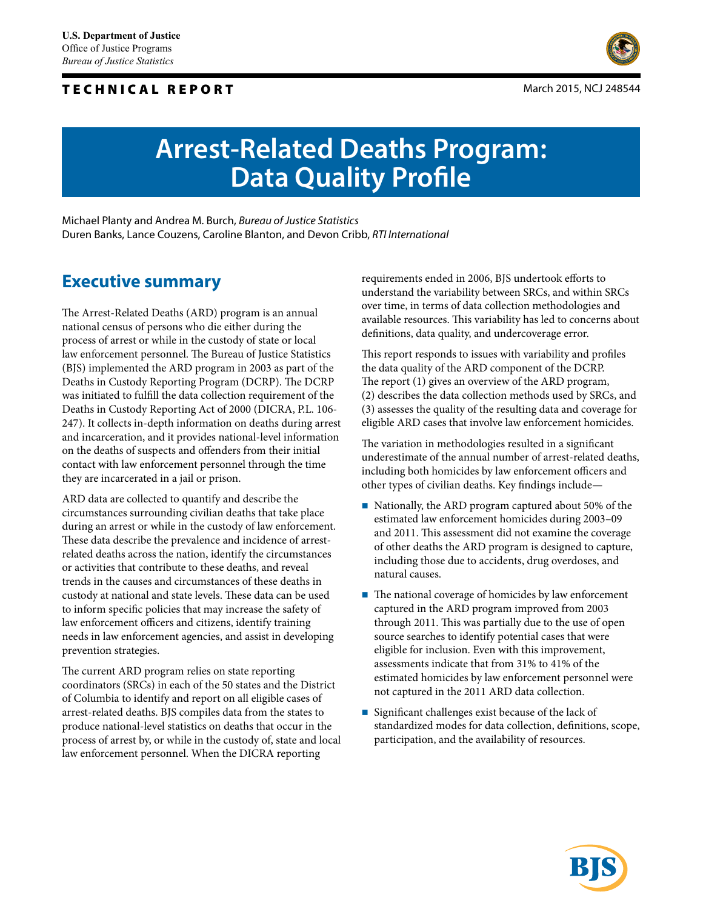U.S. Department of Justice
Office of Justice Programs
*Bureau of Justice Statistics*

**TECHNICAL REPORT**

March 2015, NCJ 248544

# Arrest-Related Deaths Program: Data Quality Profile

Michael Planty and Andrea M. Burch, *Bureau of Justice Statistics*
Duren Banks, Lance Couzens, Caroline Blanton, and Devon Cribb, *RTI International*

## Executive summary

The Arrest-Related Deaths (ARD) program is an annual national census of persons who die either during the process of arrest or while in the custody of state or local law enforcement personnel. The Bureau of Justice Statistics (BJS) implemented the ARD program in 2003 as part of the Deaths in Custody Reporting Program (DCRP). The DCRP was initiated to fulfill the data collection requirement of the Deaths in Custody Reporting Act of 2000 (DICRA, P.L. 106-247). It collects in-depth information on deaths during arrest and incarceration, and it provides national-level information on the deaths of suspects and offenders from their initial contact with law enforcement personnel through the time they are incarcerated in a jail or prison.

ARD data are collected to quantify and describe the circumstances surrounding civilian deaths that take place during an arrest or while in the custody of law enforcement. These data describe the prevalence and incidence of arrest-related deaths across the nation, identify the circumstances or activities that contribute to these deaths, and reveal trends in the causes and circumstances of these deaths in custody at national and state levels. These data can be used to inform specific policies that may increase the safety of law enforcement officers and citizens, identify training needs in law enforcement agencies, and assist in developing prevention strategies.

The current ARD program relies on state reporting coordinators (SRCs) in each of the 50 states and the District of Columbia to identify and report on all eligible cases of arrest-related deaths. BJS compiles data from the states to produce national-level statistics on deaths that occur in the process of arrest by, or while in the custody of, state and local law enforcement personnel. When the DICRA reporting requirements ended in 2006, BJS undertook efforts to understand the variability between SRCs, and within SRCs over time, in terms of data collection methodologies and available resources. This variability has led to concerns about definitions, data quality, and undercoverage error.

This report responds to issues with variability and profiles the data quality of the ARD component of the DCRP. The report (1) gives an overview of the ARD program, (2) describes the data collection methods used by SRCs, and (3) assesses the quality of the resulting data and coverage for eligible ARD cases that involve law enforcement homicides.

The variation in methodologies resulted in a significant underestimate of the annual number of arrest-related deaths, including both homicides by law enforcement officers and other types of civilian deaths. Key findings include—

- Nationally, the ARD program captured about 50% of the estimated law enforcement homicides during 2003–09 and 2011. This assessment did not examine the coverage of other deaths the ARD program is designed to capture, including those due to accidents, drug overdoses, and natural causes.
- The national coverage of homicides by law enforcement captured in the ARD program improved from 2003 through 2011. This was partially due to the use of open source searches to identify potential cases that were eligible for inclusion. Even with this improvement, assessments indicate that from 31% to 41% of the estimated homicides by law enforcement personnel were not captured in the 2011 ARD data collection.
- Significant challenges exist because of the lack of standardized modes for data collection, definitions, scope, participation, and the availability of resources.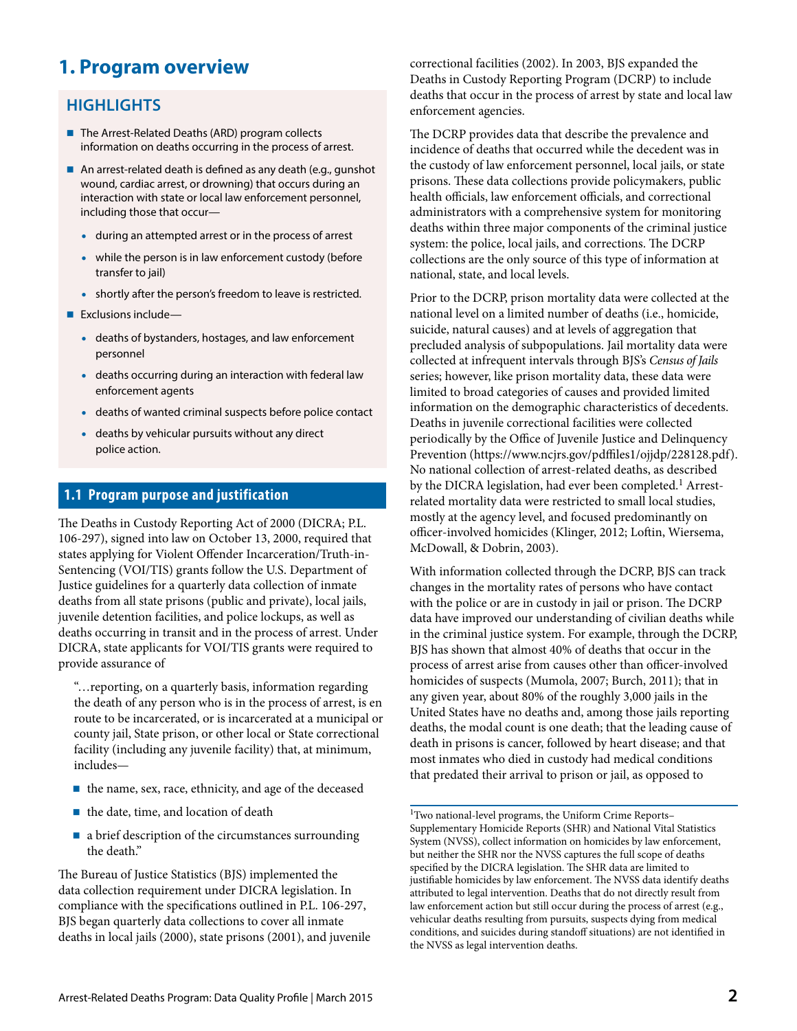# 1. Program overview

## HIGHLIGHTS

- The Arrest-Related Deaths (ARD) program collects information on deaths occurring in the process of arrest.
- An arrest-related death is defined as any death (e.g., gunshot wound, cardiac arrest, or drowning) that occurs during an interaction with state or local law enforcement personnel, including those that occur—
  - during an attempted arrest or in the process of arrest
  - while the person is in law enforcement custody (before transfer to jail)
  - shortly after the person's freedom to leave is restricted.
- Exclusions include—
  - deaths of bystanders, hostages, and law enforcement personnel
  - deaths occurring during an interaction with federal law enforcement agents
  - deaths of wanted criminal suspects before police contact
  - deaths by vehicular pursuits without any direct police action.

## 1.1 Program purpose and justification

The Deaths in Custody Reporting Act of 2000 (DICRA; P.L. 106-297), signed into law on October 13, 2000, required that states applying for Violent Offender Incarceration/Truth-in-Sentencing (VOI/TIS) grants follow the U.S. Department of Justice guidelines for a quarterly data collection of inmate deaths from all state prisons (public and private), local jails, juvenile detention facilities, and police lockups, as well as deaths occurring in transit and in the process of arrest. Under DICRA, state applicants for VOI/TIS grants were required to provide assurance of

> "…reporting, on a quarterly basis, information regarding the death of any person who is in the process of arrest, is en route to be incarcerated, or is incarcerated at a municipal or county jail, State prison, or other local or State correctional facility (including any juvenile facility) that, at minimum, includes—
>
> - the name, sex, race, ethnicity, and age of the deceased
> - the date, time, and location of death
> - a brief description of the circumstances surrounding the death."

The Bureau of Justice Statistics (BJS) implemented the data collection requirement under DICRA legislation. In compliance with the specifications outlined in P.L. 106-297, BJS began quarterly data collections to cover all inmate deaths in local jails (2000), state prisons (2001), and juvenile correctional facilities (2002). In 2003, BJS expanded the Deaths in Custody Reporting Program (DCRP) to include deaths that occur in the process of arrest by state and local law enforcement agencies.

The DCRP provides data that describe the prevalence and incidence of deaths that occurred while the decedent was in the custody of law enforcement personnel, local jails, or state prisons. These data collections provide policymakers, public health officials, law enforcement officials, and correctional administrators with a comprehensive system for monitoring deaths within three major components of the criminal justice system: the police, local jails, and corrections. The DCRP collections are the only source of this type of information at national, state, and local levels.

Prior to the DCRP, prison mortality data were collected at the national level on a limited number of deaths (i.e., homicide, suicide, natural causes) and at levels of aggregation that precluded analysis of subpopulations. Jail mortality data were collected at infrequent intervals through BJS's *Census of Jails* series; however, like prison mortality data, these data were limited to broad categories of causes and provided limited information on the demographic characteristics of decedents. Deaths in juvenile correctional facilities were collected periodically by the Office of Juvenile Justice and Delinquency Prevention (https://www.ncjrs.gov/pdffiles1/ojjdp/228128.pdf). No national collection of arrest-related deaths, as described by the DICRA legislation, had ever been completed.[1] Arrest-related mortality data were restricted to small local studies, mostly at the agency level, and focused predominantly on officer-involved homicides (Klinger, 2012; Loftin, Wiersema, McDowall, & Dobrin, 2003).

With information collected through the DCRP, BJS can track changes in the mortality rates of persons who have contact with the police or are in custody in jail or prison. The DCRP data have improved our understanding of civilian deaths while in the criminal justice system. For example, through the DCRP, BJS has shown that almost 40% of deaths that occur in the process of arrest arise from causes other than officer-involved homicides of suspects (Mumola, 2007; Burch, 2011); that in any given year, about 80% of the roughly 3,000 jails in the United States have no deaths and, among those jails reporting deaths, the modal count is one death; that the leading cause of death in prisons is cancer, followed by heart disease; and that most inmates who died in custody had medical conditions that predated their arrival to prison or jail, as opposed to

[1] Two national-level programs, the Uniform Crime Reports–Supplementary Homicide Reports (SHR) and National Vital Statistics System (NVSS), collect information on homicides by law enforcement, but neither the SHR nor the NVSS captures the full scope of deaths specified by the DICRA legislation. The SHR data are limited to justifiable homicides by law enforcement. The NVSS data identify deaths attributed to legal intervention. Deaths that do not directly result from law enforcement action but still occur during the process of arrest (e.g., vehicular deaths resulting from pursuits, suspects dying from medical conditions, and suicides during standoff situations) are not identified in the NVSS as legal intervention deaths.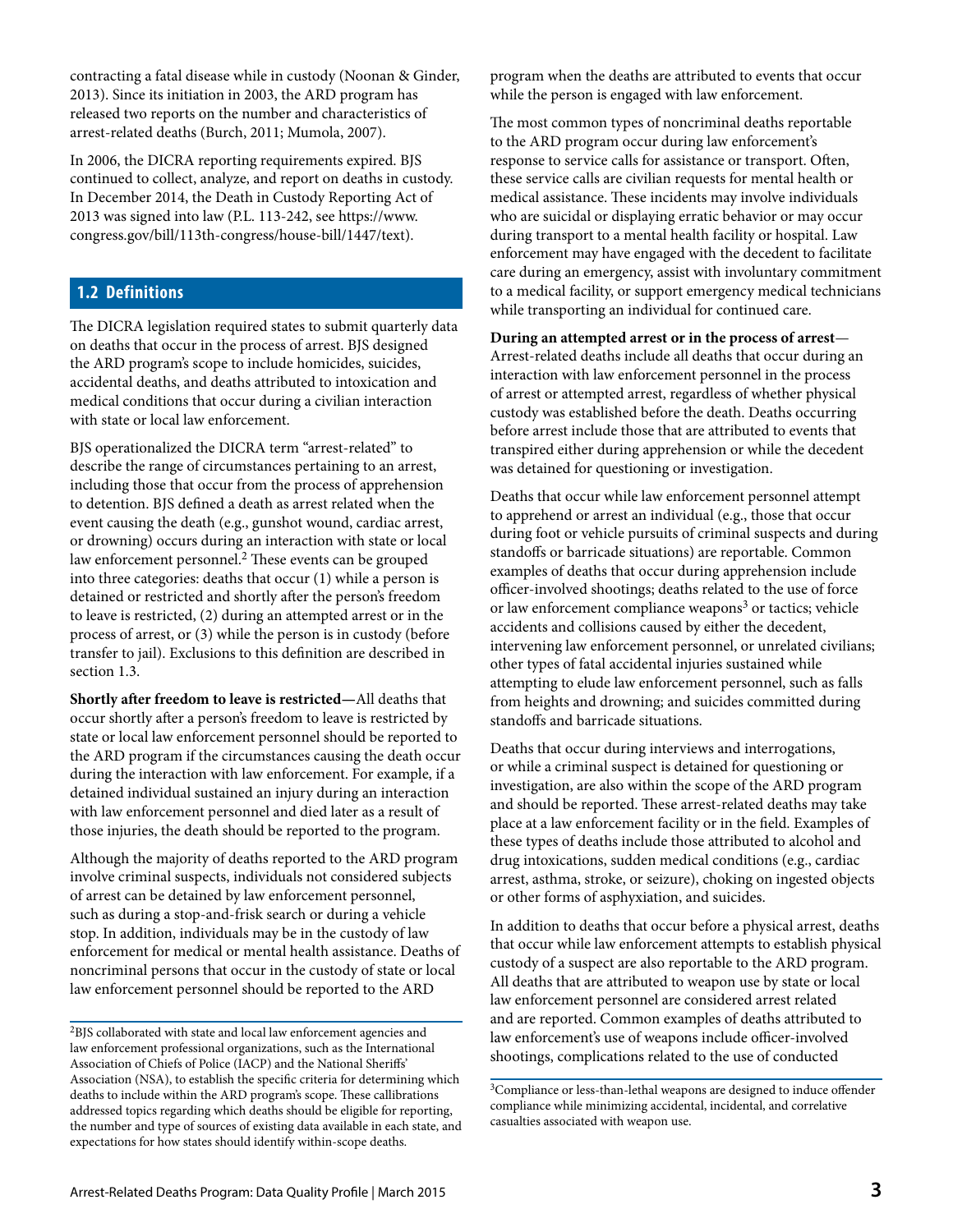contracting a fatal disease while in custody (Noonan & Ginder, 2013). Since its initiation in 2003, the ARD program has released two reports on the number and characteristics of arrest-related deaths (Burch, 2011; Mumola, 2007).

In 2006, the DICRA reporting requirements expired. BJS continued to collect, analyze, and report on deaths in custody. In December 2014, the Death in Custody Reporting Act of 2013 was signed into law (P.L. 113-242, see https://www.congress.gov/bill/113th-congress/house-bill/1447/text).

## 1.2 Definitions

The DICRA legislation required states to submit quarterly data on deaths that occur in the process of arrest. BJS designed the ARD program's scope to include homicides, suicides, accidental deaths, and deaths attributed to intoxication and medical conditions that occur during a civilian interaction with state or local law enforcement.

BJS operationalized the DICRA term "arrest-related" to describe the range of circumstances pertaining to an arrest, including those that occur from the process of apprehension to detention. BJS defined a death as arrest related when the event causing the death (e.g., gunshot wound, cardiac arrest, or drowning) occurs during an interaction with state or local law enforcement personnel.[2] These events can be grouped into three categories: deaths that occur (1) while a person is detained or restricted and shortly after the person's freedom to leave is restricted, (2) during an attempted arrest or in the process of arrest, or (3) while the person is in custody (before transfer to jail). Exclusions to this definition are described in section 1.3.

**Shortly after freedom to leave is restricted—**All deaths that occur shortly after a person's freedom to leave is restricted by state or local law enforcement personnel should be reported to the ARD program if the circumstances causing the death occur during the interaction with law enforcement. For example, if a detained individual sustained an injury during an interaction with law enforcement personnel and died later as a result of those injuries, the death should be reported to the program.

Although the majority of deaths reported to the ARD program involve criminal suspects, individuals not considered subjects of arrest can be detained by law enforcement personnel, such as during a stop-and-frisk search or during a vehicle stop. In addition, individuals may be in the custody of law enforcement for medical or mental health assistance. Deaths of noncriminal persons that occur in the custody of state or local law enforcement personnel should be reported to the ARD program when the deaths are attributed to events that occur while the person is engaged with law enforcement.

The most common types of noncriminal deaths reportable to the ARD program occur during law enforcement's response to service calls for assistance or transport. Often, these service calls are civilian requests for mental health or medical assistance. These incidents may involve individuals who are suicidal or displaying erratic behavior or may occur during transport to a mental health facility or hospital. Law enforcement may have engaged with the decedent to facilitate care during an emergency, assist with involuntary commitment to a medical facility, or support emergency medical technicians while transporting an individual for continued care.

**During an attempted arrest or in the process of arrest**—Arrest-related deaths include all deaths that occur during an interaction with law enforcement personnel in the process of arrest or attempted arrest, regardless of whether physical custody was established before the death. Deaths occurring before arrest include those that are attributed to events that transpired either during apprehension or while the decedent was detained for questioning or investigation.

Deaths that occur while law enforcement personnel attempt to apprehend or arrest an individual (e.g., those that occur during foot or vehicle pursuits of criminal suspects and during standoffs or barricade situations) are reportable. Common examples of deaths that occur during apprehension include officer-involved shootings; deaths related to the use of force or law enforcement compliance weapons[3] or tactics; vehicle accidents and collisions caused by either the decedent, intervening law enforcement personnel, or unrelated civilians; other types of fatal accidental injuries sustained while attempting to elude law enforcement personnel, such as falls from heights and drowning; and suicides committed during standoffs and barricade situations.

Deaths that occur during interviews and interrogations, or while a criminal suspect is detained for questioning or investigation, are also within the scope of the ARD program and should be reported. These arrest-related deaths may take place at a law enforcement facility or in the field. Examples of these types of deaths include those attributed to alcohol and drug intoxications, sudden medical conditions (e.g., cardiac arrest, asthma, stroke, or seizure), choking on ingested objects or other forms of asphyxiation, and suicides.

In addition to deaths that occur before a physical arrest, deaths that occur while law enforcement attempts to establish physical custody of a suspect are also reportable to the ARD program. All deaths that are attributed to weapon use by state or local law enforcement personnel are considered arrest related and are reported. Common examples of deaths attributed to law enforcement's use of weapons include officer-involved shootings, complications related to the use of conducted

---

[2]BJS collaborated with state and local law enforcement agencies and law enforcement professional organizations, such as the International Association of Chiefs of Police (IACP) and the National Sheriffs' Association (NSA), to establish the specific criteria for determining which deaths to include within the ARD program's scope. These callibrations addressed topics regarding which deaths should be eligible for reporting, the number and type of sources of existing data available in each state, and expectations for how states should identify within-scope deaths.

[3]Compliance or less-than-lethal weapons are designed to induce offender compliance while minimizing accidental, incidental, and correlative casualties associated with weapon use.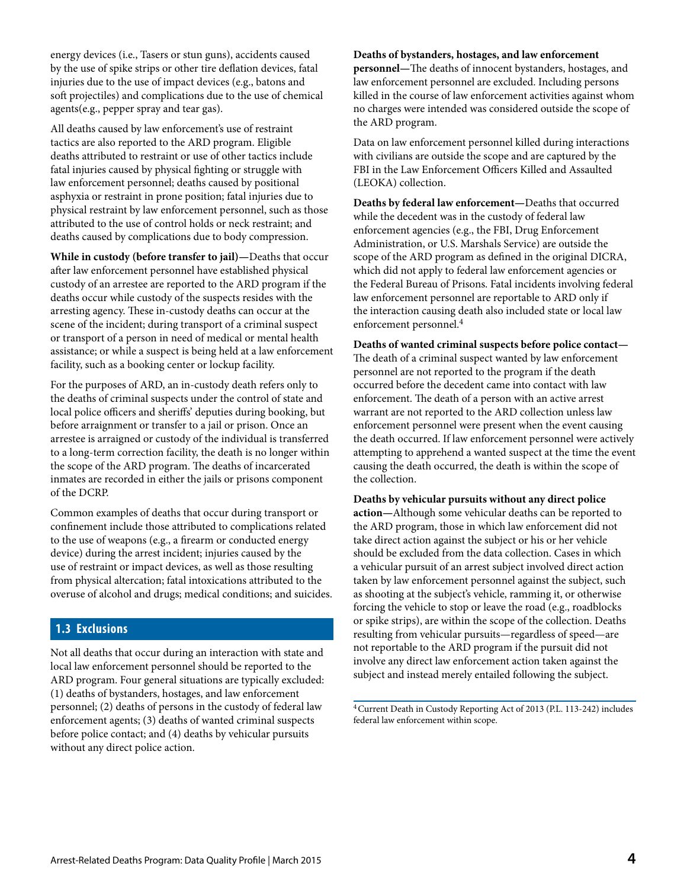energy devices (i.e., Tasers or stun guns), accidents caused by the use of spike strips or other tire deflation devices, fatal injuries due to the use of impact devices (e.g., batons and soft projectiles) and complications due to the use of chemical agents(e.g., pepper spray and tear gas).

All deaths caused by law enforcement's use of restraint tactics are also reported to the ARD program. Eligible deaths attributed to restraint or use of other tactics include fatal injuries caused by physical fighting or struggle with law enforcement personnel; deaths caused by positional asphyxia or restraint in prone position; fatal injuries due to physical restraint by law enforcement personnel, such as those attributed to the use of control holds or neck restraint; and deaths caused by complications due to body compression.

**While in custody (before transfer to jail)—**Deaths that occur after law enforcement personnel have established physical custody of an arrestee are reported to the ARD program if the deaths occur while custody of the suspects resides with the arresting agency. These in-custody deaths can occur at the scene of the incident; during transport of a criminal suspect or transport of a person in need of medical or mental health assistance; or while a suspect is being held at a law enforcement facility, such as a booking center or lockup facility.

For the purposes of ARD, an in-custody death refers only to the deaths of criminal suspects under the control of state and local police officers and sheriffs' deputies during booking, but before arraignment or transfer to a jail or prison. Once an arrestee is arraigned or custody of the individual is transferred to a long-term correction facility, the death is no longer within the scope of the ARD program. The deaths of incarcerated inmates are recorded in either the jails or prisons component of the DCRP.

Common examples of deaths that occur during transport or confinement include those attributed to complications related to the use of weapons (e.g., a firearm or conducted energy device) during the arrest incident; injuries caused by the use of restraint or impact devices, as well as those resulting from physical altercation; fatal intoxications attributed to the overuse of alcohol and drugs; medical conditions; and suicides.

## 1.3 Exclusions

Not all deaths that occur during an interaction with state and local law enforcement personnel should be reported to the ARD program. Four general situations are typically excluded: (1) deaths of bystanders, hostages, and law enforcement personnel; (2) deaths of persons in the custody of federal law enforcement agents; (3) deaths of wanted criminal suspects before police contact; and (4) deaths by vehicular pursuits without any direct police action.

**Deaths of bystanders, hostages, and law enforcement personnel—**The deaths of innocent bystanders, hostages, and law enforcement personnel are excluded. Including persons killed in the course of law enforcement activities against whom no charges were intended was considered outside the scope of the ARD program.

Data on law enforcement personnel killed during interactions with civilians are outside the scope and are captured by the FBI in the Law Enforcement Officers Killed and Assaulted (LEOKA) collection.

**Deaths by federal law enforcement—**Deaths that occurred while the decedent was in the custody of federal law enforcement agencies (e.g., the FBI, Drug Enforcement Administration, or U.S. Marshals Service) are outside the scope of the ARD program as defined in the original DICRA, which did not apply to federal law enforcement agencies or the Federal Bureau of Prisons. Fatal incidents involving federal law enforcement personnel are reportable to ARD only if the interaction causing death also included state or local law enforcement personnel.[4]

**Deaths of wanted criminal suspects before police contact—**The death of a criminal suspect wanted by law enforcement personnel are not reported to the program if the death occurred before the decedent came into contact with law enforcement. The death of a person with an active arrest warrant are not reported to the ARD collection unless law enforcement personnel were present when the event causing the death occurred. If law enforcement personnel were actively attempting to apprehend a wanted suspect at the time the event causing the death occurred, the death is within the scope of the collection.

**Deaths by vehicular pursuits without any direct police action—**Although some vehicular deaths can be reported to the ARD program, those in which law enforcement did not take direct action against the subject or his or her vehicle should be excluded from the data collection. Cases in which a vehicular pursuit of an arrest subject involved direct action taken by law enforcement personnel against the subject, such as shooting at the subject's vehicle, ramming it, or otherwise forcing the vehicle to stop or leave the road (e.g., roadblocks or spike strips), are within the scope of the collection. Deaths resulting from vehicular pursuits—regardless of speed—are not reportable to the ARD program if the pursuit did not involve any direct law enforcement action taken against the subject and instead merely entailed following the subject.

[4] Current Death in Custody Reporting Act of 2013 (P.L. 113-242) includes federal law enforcement within scope.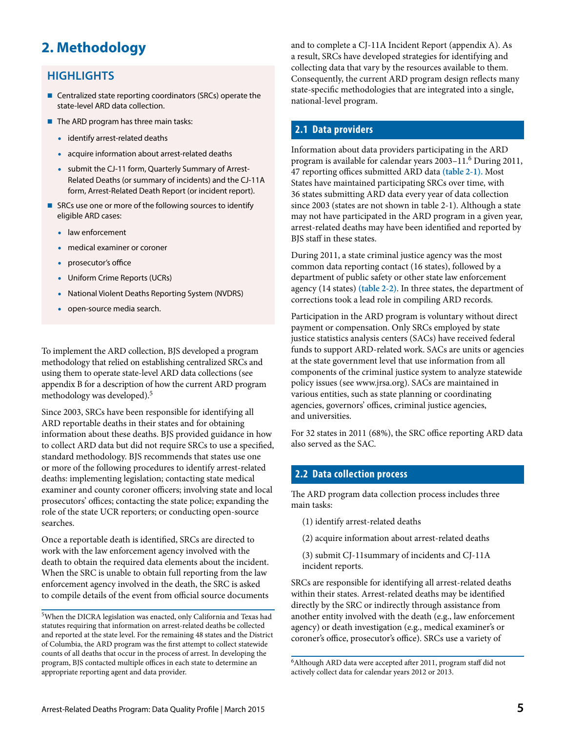# 2. Methodology

## HIGHLIGHTS

- Centralized state reporting coordinators (SRCs) operate the state-level ARD data collection.
- The ARD program has three main tasks:
  - identify arrest-related deaths
  - acquire information about arrest-related deaths
  - submit the CJ-11 form, Quarterly Summary of Arrest-Related Deaths (or summary of incidents) and the CJ-11A form, Arrest-Related Death Report (or incident report).
- SRCs use one or more of the following sources to identify eligible ARD cases:
  - law enforcement
  - medical examiner or coroner
  - prosecutor's office
  - Uniform Crime Reports (UCRs)
  - National Violent Deaths Reporting System (NVDRS)
  - open-source media search.

To implement the ARD collection, BJS developed a program methodology that relied on establishing centralized SRCs and using them to operate state-level ARD data collections (see appendix B for a description of how the current ARD program methodology was developed).[5]

Since 2003, SRCs have been responsible for identifying all ARD reportable deaths in their states and for obtaining information about these deaths. BJS provided guidance in how to collect ARD data but did not require SRCs to use a specified, standard methodology. BJS recommends that states use one or more of the following procedures to identify arrest-related deaths: implementing legislation; contacting state medical examiner and county coroner officers; involving state and local prosecutors' offices; contacting the state police; expanding the role of the state UCR reporters; or conducting open-source searches.

Once a reportable death is identified, SRCs are directed to work with the law enforcement agency involved with the death to obtain the required data elements about the incident. When the SRC is unable to obtain full reporting from the law enforcement agency involved in the death, the SRC is asked to compile details of the event from official source documents and to complete a CJ-11A Incident Report (appendix A). As a result, SRCs have developed strategies for identifying and collecting data that vary by the resources available to them. Consequently, the current ARD program design reflects many state-specific methodologies that are integrated into a single, national-level program.

[5]When the DICRA legislation was enacted, only California and Texas had statutes requiring that information on arrest-related deaths be collected and reported at the state level. For the remaining 48 states and the District of Columbia, the ARD program was the first attempt to collect statewide counts of all deaths that occur in the process of arrest. In developing the program, BJS contacted multiple offices in each state to determine an appropriate reporting agent and data provider.

## 2.1 Data providers

Information about data providers participating in the ARD program is available for calendar years 2003–11.[6] During 2011, 47 reporting offices submitted ARD data **(table 2-1).** Most States have maintained participating SRCs over time, with 36 states submitting ARD data every year of data collection since 2003 (states are not shown in table 2-1). Although a state may not have participated in the ARD program in a given year, arrest-related deaths may have been identified and reported by BJS staff in these states.

During 2011, a state criminal justice agency was the most common data reporting contact (16 states), followed by a department of public safety or other state law enforcement agency (14 states) **(table 2-2)**. In three states, the department of corrections took a lead role in compiling ARD records.

Participation in the ARD program is voluntary without direct payment or compensation. Only SRCs employed by state justice statistics analysis centers (SACs) have received federal funds to support ARD-related work. SACs are units or agencies at the state government level that use information from all components of the criminal justice system to analyze statewide policy issues (see www.jrsa.org). SACs are maintained in various entities, such as state planning or coordinating agencies, governors' offices, criminal justice agencies, and universities.

For 32 states in 2011 (68%), the SRC office reporting ARD data also served as the SAC.

## 2.2 Data collection process

The ARD program data collection process includes three main tasks:

(1) identify arrest-related deaths

(2) acquire information about arrest-related deaths

(3) submit CJ-11summary of incidents and CJ-11A incident reports.

SRCs are responsible for identifying all arrest-related deaths within their states. Arrest-related deaths may be identified directly by the SRC or indirectly through assistance from another entity involved with the death (e.g., law enforcement agency) or death investigation (e.g., medical examiner's or coroner's office, prosecutor's office). SRCs use a variety of

[6]Although ARD data were accepted after 2011, program staff did not actively collect data for calendar years 2012 or 2013.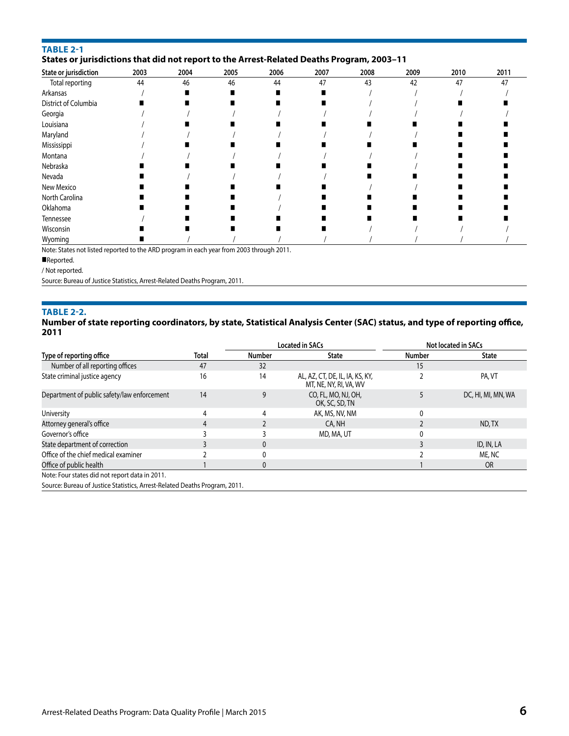**TABLE 2-1**
**States or jurisdictions that did not report to the Arrest-Related Deaths Program, 2003–11**

| State or jurisdiction | 2003 | 2004 | 2005 | 2006 | 2007 | 2008 | 2009 | 2010 | 2011 |
|---|---|---|---|---|---|---|---|---|---|
| Total reporting | 44 | 46 | 46 | 44 | 47 | 43 | 42 | 47 | 47 |
| Arkansas | / | ■ | ■ | ■ | ■ | / | / | / | / |
| District of Columbia | ■ | ■ | ■ | ■ | ■ | / | / | ■ | ■ |
| Georgia | / | / | / | / | / | / | / | / | / |
| Louisiana | / | ■ | ■ | ■ | ■ | ■ | ■ | ■ | ■ |
| Maryland | / | / | / | / | / | / | / | ■ | ■ |
| Mississippi | / | ■ | ■ | ■ | ■ | ■ | ■ | ■ | ■ |
| Montana | / | / | / | / | / | / | / | ■ | ■ |
| Nebraska | ■ | ■ | ■ | ■ | ■ | ■ | / | ■ | ■ |
| Nevada | ■ | / | / | / | / | ■ | ■ | ■ | ■ |
| New Mexico | ■ | ■ | ■ | ■ | ■ | / | / | ■ | ■ |
| North Carolina | ■ | ■ | ■ | / | ■ | ■ | ■ | ■ | ■ |
| Oklahoma | ■ | ■ | ■ | / | ■ | ■ | ■ | ■ | ■ |
| Tennessee | / | ■ | ■ | ■ | ■ | ■ | ■ | ■ | ■ |
| Wisconsin | ■ | ■ | ■ | ■ | ■ | / | / | / | / |
| Wyoming | ■ | / | / | / | / | / | / | / | / |

Note: States not listed reported to the ARD program in each year from 2003 through 2011.

■Reported.

/ Not reported.

Source: Bureau of Justice Statistics, Arrest-Related Deaths Program, 2011.

**TABLE 2-2.**
**Number of state reporting coordinators, by state, Statistical Analysis Center (SAC) status, and type of reporting office, 2011**

| | | Located in SACs | | Not located in SACs | |
|---|---|---|---|---|---|
| Type of reporting office | Total | Number | State | Number | State |
| Number of all reporting offices | 47 | 32 | | 15 | |
| State criminal justice agency | 16 | 14 | AL, AZ, CT, DE, IL, IA, KS, KY, MT, NE, NY, RI, VA, WV | 2 | PA, VT |
| Department of public safety/law enforcement | 14 | 9 | CO, FL, MO, NJ, OH, OK, SC, SD, TN | 5 | DC, HI, MI, MN, WA |
| University | 4 | 4 | AK, MS, NV, NM | 0 | |
| Attorney general's office | 4 | 2 | CA, NH | 2 | ND, TX |
| Governor's office | 3 | 3 | MD, MA, UT | 0 | |
| State department of correction | 3 | 0 | | 3 | ID, IN, LA |
| Office of the chief medical examiner | 2 | 0 | | 2 | ME, NC |
| Office of public health | 1 | 0 | | 1 | OR |

Note: Four states did not report data in 2011.

Source: Bureau of Justice Statistics, Arrest-Related Deaths Program, 2011.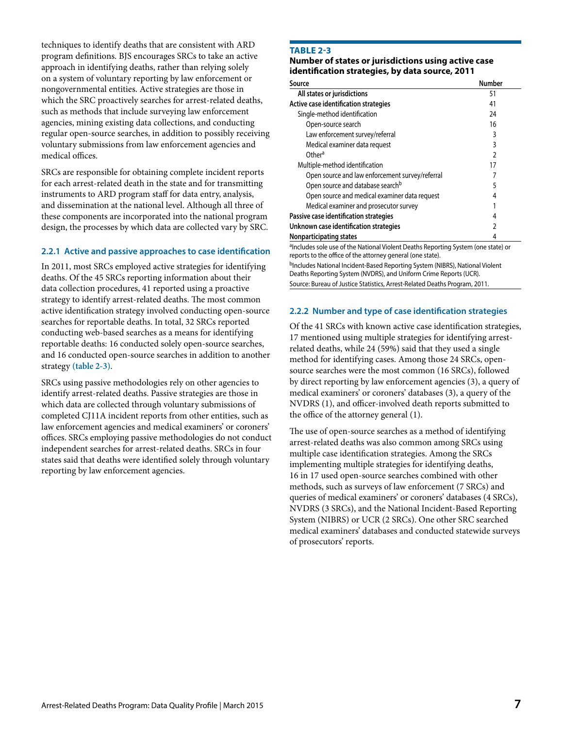techniques to identify deaths that are consistent with ARD program definitions. BJS encourages SRCs to take an active approach in identifying deaths, rather than relying solely on a system of voluntary reporting by law enforcement or nongovernmental entities. Active strategies are those in which the SRC proactively searches for arrest-related deaths, such as methods that include surveying law enforcement agencies, mining existing data collections, and conducting regular open-source searches, in addition to possibly receiving voluntary submissions from law enforcement agencies and medical offices.

SRCs are responsible for obtaining complete incident reports for each arrest-related death in the state and for transmitting instruments to ARD program staff for data entry, analysis, and dissemination at the national level. Although all three of these components are incorporated into the national program design, the processes by which data are collected vary by SRC.

### 2.2.1 Active and passive approaches to case identification

In 2011, most SRCs employed active strategies for identifying deaths. Of the 45 SRCs reporting information about their data collection procedures, 41 reported using a proactive strategy to identify arrest-related deaths. The most common active identification strategy involved conducting open-source searches for reportable deaths. In total, 32 SRCs reported conducting web-based searches as a means for identifying reportable deaths: 16 conducted solely open-source searches, and 16 conducted open-source searches in addition to another strategy (table 2-3).

SRCs using passive methodologies rely on other agencies to identify arrest-related deaths. Passive strategies are those in which data are collected through voluntary submissions of completed CJ11A incident reports from other entities, such as law enforcement agencies and medical examiners' or coroners' offices. SRCs employing passive methodologies do not conduct independent searches for arrest-related deaths. SRCs in four states said that deaths were identified solely through voluntary reporting by law enforcement agencies.

**TABLE 2-3**
**Number of states or jurisdictions using active case identification strategies, by data source, 2011**

| Source | Number |
|---|---|
| All states or jurisdictions | 51 |
| **Active case identification strategies** | 41 |
| Single-method identification | 24 |
| Open-source search | 16 |
| Law enforcement survey/referral | 3 |
| Medical examiner data request | 3 |
| Other[a] | 2 |
| Multiple-method identification | 17 |
| Open source and law enforcement survey/referral | 7 |
| Open source and database search[b] | 5 |
| Open source and medical examiner data request | 4 |
| Medical examiner and prosecutor survey | 1 |
| **Passive case identification strategies** | 4 |
| **Unknown case identification strategies** | 2 |
| **Nonparticipating states** | 4 |

[a]Includes sole use of the National Violent Deaths Reporting System (one state) or reports to the office of the attorney general (one state).
[b]Includes National Incident-Based Reporting System (NIBRS), National Violent Deaths Reporting System (NVDRS), and Uniform Crime Reports (UCR).
Source: Bureau of Justice Statistics, Arrest-Related Deaths Program, 2011.

### 2.2.2 Number and type of case identification strategies

Of the 41 SRCs with known active case identification strategies, 17 mentioned using multiple strategies for identifying arrest-related deaths, while 24 (59%) said that they used a single method for identifying cases. Among those 24 SRCs, open-source searches were the most common (16 SRCs), followed by direct reporting by law enforcement agencies (3), a query of medical examiners' or coroners' databases (3), a query of the NVDRS (1), and officer-involved death reports submitted to the office of the attorney general (1).

The use of open-source searches as a method of identifying arrest-related deaths was also common among SRCs using multiple case identification strategies. Among the SRCs implementing multiple strategies for identifying deaths, 16 in 17 used open-source searches combined with other methods, such as surveys of law enforcement (7 SRCs) and queries of medical examiners' or coroners' databases (4 SRCs), NVDRS (3 SRCs), and the National Incident-Based Reporting System (NIBRS) or UCR (2 SRCs). One other SRC searched medical examiners' databases and conducted statewide surveys of prosecutors' reports.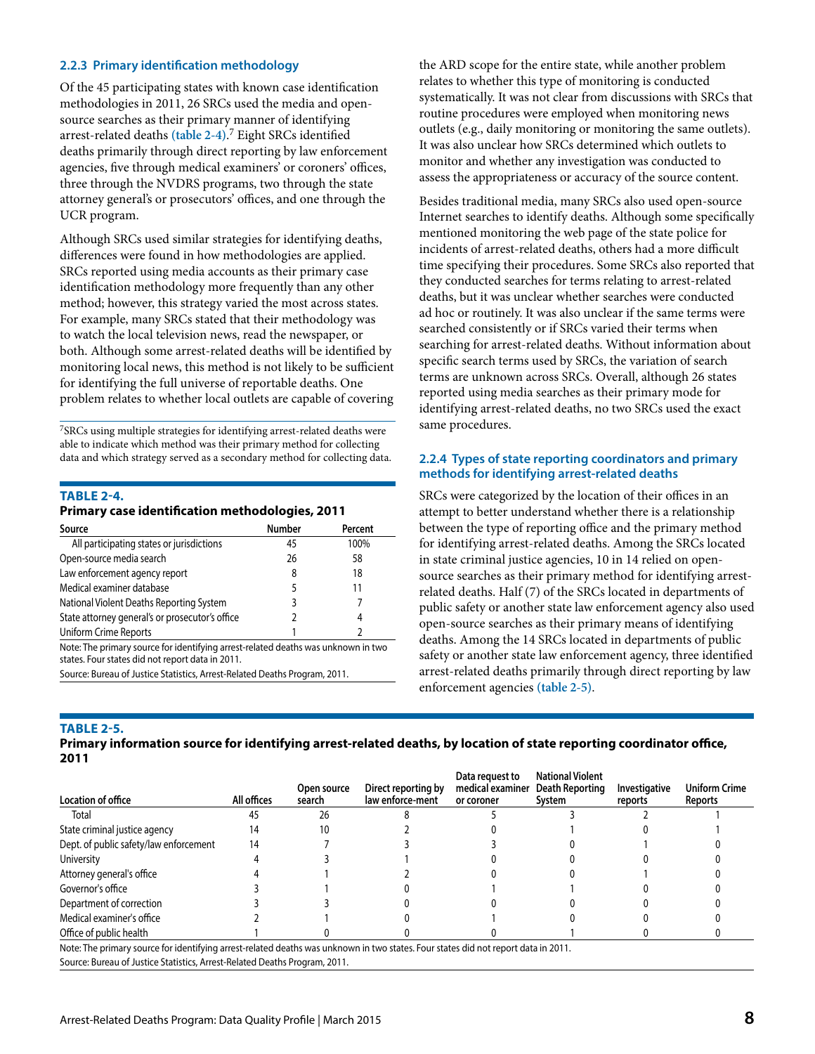### 2.2.3 Primary identification methodology

Of the 45 participating states with known case identification methodologies in 2011, 26 SRCs used the media and open-source searches as their primary manner of identifying arrest-related deaths (table 2-4).[7] Eight SRCs identified deaths primarily through direct reporting by law enforcement agencies, five through medical examiners' or coroners' offices, three through the NVDRS programs, two through the state attorney general's or prosecutors' offices, and one through the UCR program.

Although SRCs used similar strategies for identifying deaths, differences were found in how methodologies are applied. SRCs reported using media accounts as their primary case identification methodology more frequently than any other method; however, this strategy varied the most across states. For example, many SRCs stated that their methodology was to watch the local television news, read the newspaper, or both. Although some arrest-related deaths will be identified by monitoring local news, this method is not likely to be sufficient for identifying the full universe of reportable deaths. One problem relates to whether local outlets are capable of covering the ARD scope for the entire state, while another problem relates to whether this type of monitoring is conducted systematically. It was not clear from discussions with SRCs that routine procedures were employed when monitoring news outlets (e.g., daily monitoring or monitoring the same outlets). It was also unclear how SRCs determined which outlets to monitor and whether any investigation was conducted to assess the appropriateness or accuracy of the source content.

Besides traditional media, many SRCs also used open-source Internet searches to identify deaths. Although some specifically mentioned monitoring the web page of the state police for incidents of arrest-related deaths, others had a more difficult time specifying their procedures. Some SRCs also reported that they conducted searches for terms relating to arrest-related deaths, but it was unclear whether searches were conducted ad hoc or routinely. It was also unclear if the same terms were searched consistently or if SRCs varied their terms when searching for arrest-related deaths. Without information about specific search terms used by SRCs, the variation of search terms are unknown across SRCs. Overall, although 26 states reported using media searches as their primary mode for identifying arrest-related deaths, no two SRCs used the exact same procedures.

[7]SRCs using multiple strategies for identifying arrest-related deaths were able to indicate which method was their primary method for collecting data and which strategy served as a secondary method for collecting data.

**TABLE 2-4.**
**Primary case identification methodologies, 2011**

| Source | Number | Percent |
|---|---|---|
| All participating states or jurisdictions | 45 | 100% |
| Open-source media search | 26 | 58 |
| Law enforcement agency report | 8 | 18 |
| Medical examiner database | 5 | 11 |
| National Violent Deaths Reporting System | 3 | 7 |
| State attorney general's or prosecutor's office | 2 | 4 |
| Uniform Crime Reports | 1 | 2 |

Note: The primary source for identifying arrest-related deaths was unknown in two states. Four states did not report data in 2011.
Source: Bureau of Justice Statistics, Arrest-Related Deaths Program, 2011.

### 2.2.4 Types of state reporting coordinators and primary methods for identifying arrest-related deaths

SRCs were categorized by the location of their offices in an attempt to better understand whether there is a relationship between the type of reporting office and the primary method for identifying arrest-related deaths. Among the SRCs located in state criminal justice agencies, 10 in 14 relied on open-source searches as their primary method for identifying arrest-related deaths. Half (7) of the SRCs located in departments of public safety or another state law enforcement agency also used open-source searches as their primary means of identifying deaths. Among the 14 SRCs located in departments of public safety or another state law enforcement agency, three identified arrest-related deaths primarily through direct reporting by law enforcement agencies (table 2-5).

**TABLE 2-5.**
**Primary information source for identifying arrest-related deaths, by location of state reporting coordinator office, 2011**

| Location of office | All offices | Open source search | Direct reporting by law enforce-ment | Data request to medical examiner or coroner | National Violent Death Reporting System | Investigative reports | Uniform Crime Reports |
|---|---|---|---|---|---|---|---|
| Total | 45 | 26 | 8 | 5 | 3 | 2 | 1 |
| State criminal justice agency | 14 | 10 | 2 | 0 | 1 | 0 | 1 |
| Dept. of public safety/law enforcement | 14 | 7 | 3 | 3 | 0 | 1 | 0 |
| University | 4 | 3 | 1 | 0 | 0 | 0 | 0 |
| Attorney general's office | 4 | 1 | 2 | 0 | 0 | 1 | 0 |
| Governor's office | 3 | 1 | 0 | 1 | 1 | 0 | 0 |
| Department of correction | 3 | 3 | 0 | 0 | 0 | 0 | 0 |
| Medical examiner's office | 2 | 1 | 0 | 1 | 0 | 0 | 0 |
| Office of public health | 1 | 0 | 0 | 0 | 1 | 0 | 0 |

Note: The primary source for identifying arrest-related deaths was unknown in two states. Four states did not report data in 2011.
Source: Bureau of Justice Statistics, Arrest-Related Deaths Program, 2011.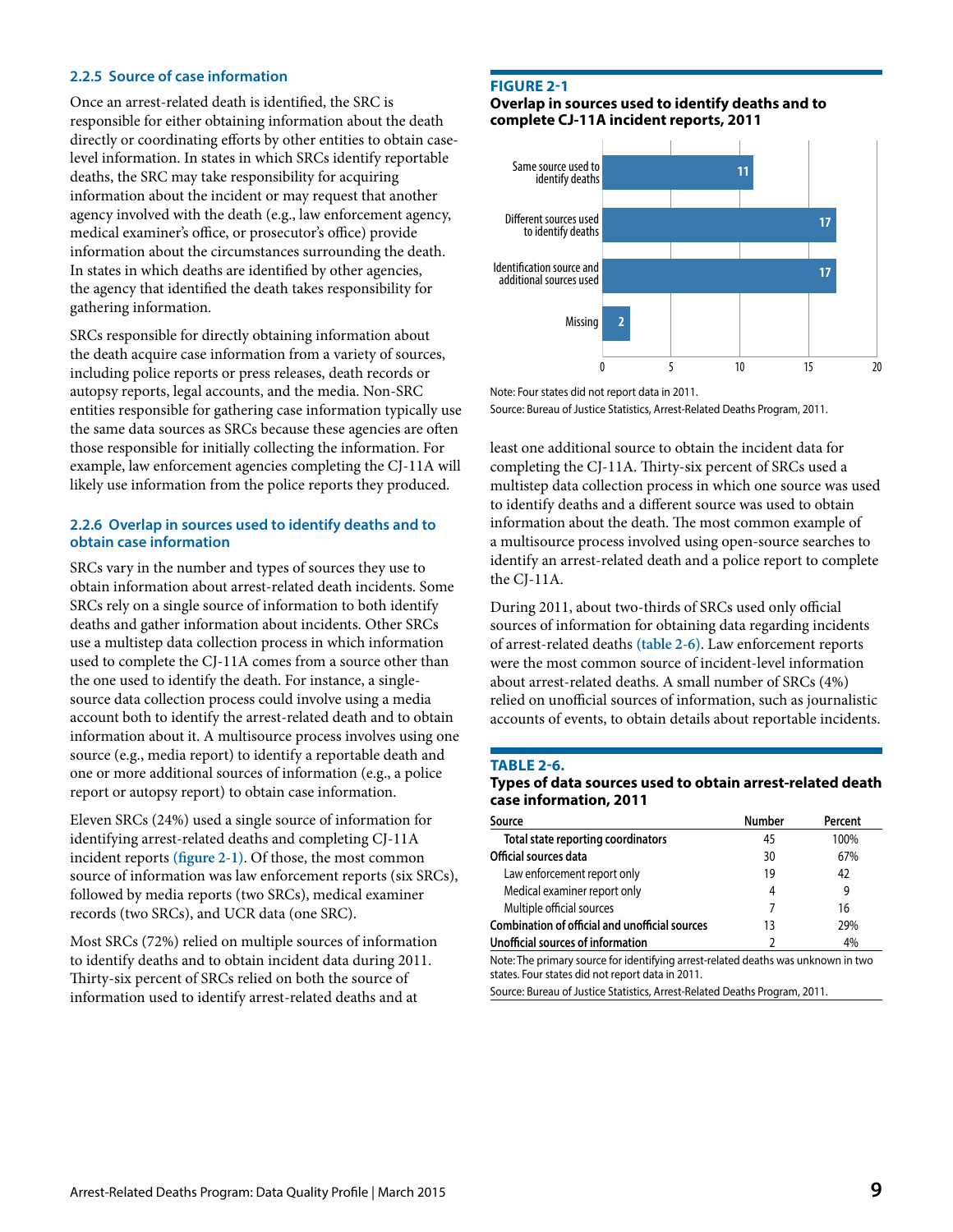### 2.2.5 Source of case information

Once an arrest-related death is identified, the SRC is responsible for either obtaining information about the death directly or coordinating efforts by other entities to obtain case-level information. In states in which SRCs identify reportable deaths, the SRC may take responsibility for acquiring information about the incident or may request that another agency involved with the death (e.g., law enforcement agency, medical examiner's office, or prosecutor's office) provide information about the circumstances surrounding the death. In states in which deaths are identified by other agencies, the agency that identified the death takes responsibility for gathering information.

SRCs responsible for directly obtaining information about the death acquire case information from a variety of sources, including police reports or press releases, death records or autopsy reports, legal accounts, and the media. Non-SRC entities responsible for gathering case information typically use the same data sources as SRCs because these agencies are often those responsible for initially collecting the information. For example, law enforcement agencies completing the CJ-11A will likely use information from the police reports they produced.

### 2.2.6 Overlap in sources used to identify deaths and to obtain case information

SRCs vary in the number and types of sources they use to obtain information about arrest-related death incidents. Some SRCs rely on a single source of information to both identify deaths and gather information about incidents. Other SRCs use a multistep data collection process in which information used to complete the CJ-11A comes from a source other than the one used to identify the death. For instance, a single-source data collection process could involve using a media account both to identify the arrest-related death and to obtain information about it. A multisource process involves using one source (e.g., media report) to identify a reportable death and one or more additional sources of information (e.g., a police report or autopsy report) to obtain case information.

Eleven SRCs (24%) used a single source of information for identifying arrest-related deaths and completing CJ-11A incident reports **(figure 2-1)**. Of those, the most common source of information was law enforcement reports (six SRCs), followed by media reports (two SRCs), medical examiner records (two SRCs), and UCR data (one SRC).

Most SRCs (72%) relied on multiple sources of information to identify deaths and to obtain incident data during 2011. Thirty-six percent of SRCs relied on both the source of information used to identify arrest-related deaths and at least one additional source to obtain the incident data for completing the CJ-11A. Thirty-six percent of SRCs used a multistep data collection process in which one source was used to identify deaths and a different source was used to obtain information about the death. The most common example of a multisource process involved using open-source searches to identify an arrest-related death and a police report to complete the CJ-11A.

**FIGURE 2-1**
**Overlap in sources used to identify deaths and to complete CJ-11A incident reports, 2011**

| Category | Number |
|---|---|
| Same source used to identify deaths | 11 |
| Different sources used to identify deaths | 17 |
| Identification source and additional sources used | 17 |
| Missing | 2 |

Note: Four states did not report data in 2011.
Source: Bureau of Justice Statistics, Arrest-Related Deaths Program, 2011.

During 2011, about two-thirds of SRCs used only official sources of information for obtaining data regarding incidents of arrest-related deaths **(table 2-6)**. Law enforcement reports were the most common source of incident-level information about arrest-related deaths. A small number of SRCs (4%) relied on unofficial sources of information, such as journalistic accounts of events, to obtain details about reportable incidents.

**TABLE 2-6.**
**Types of data sources used to obtain arrest-related death case information, 2011**

| Source | Number | Percent |
|---|---|---|
| Total state reporting coordinators | 45 | 100% |
| Official sources data | 30 | 67% |
| Law enforcement report only | 19 | 42 |
| Medical examiner report only | 4 | 9 |
| Multiple official sources | 7 | 16 |
| Combination of official and unofficial sources | 13 | 29% |
| Unofficial sources of information | 2 | 4% |

Note: The primary source for identifying arrest-related deaths was unknown in two states. Four states did not report data in 2011.
Source: Bureau of Justice Statistics, Arrest-Related Deaths Program, 2011.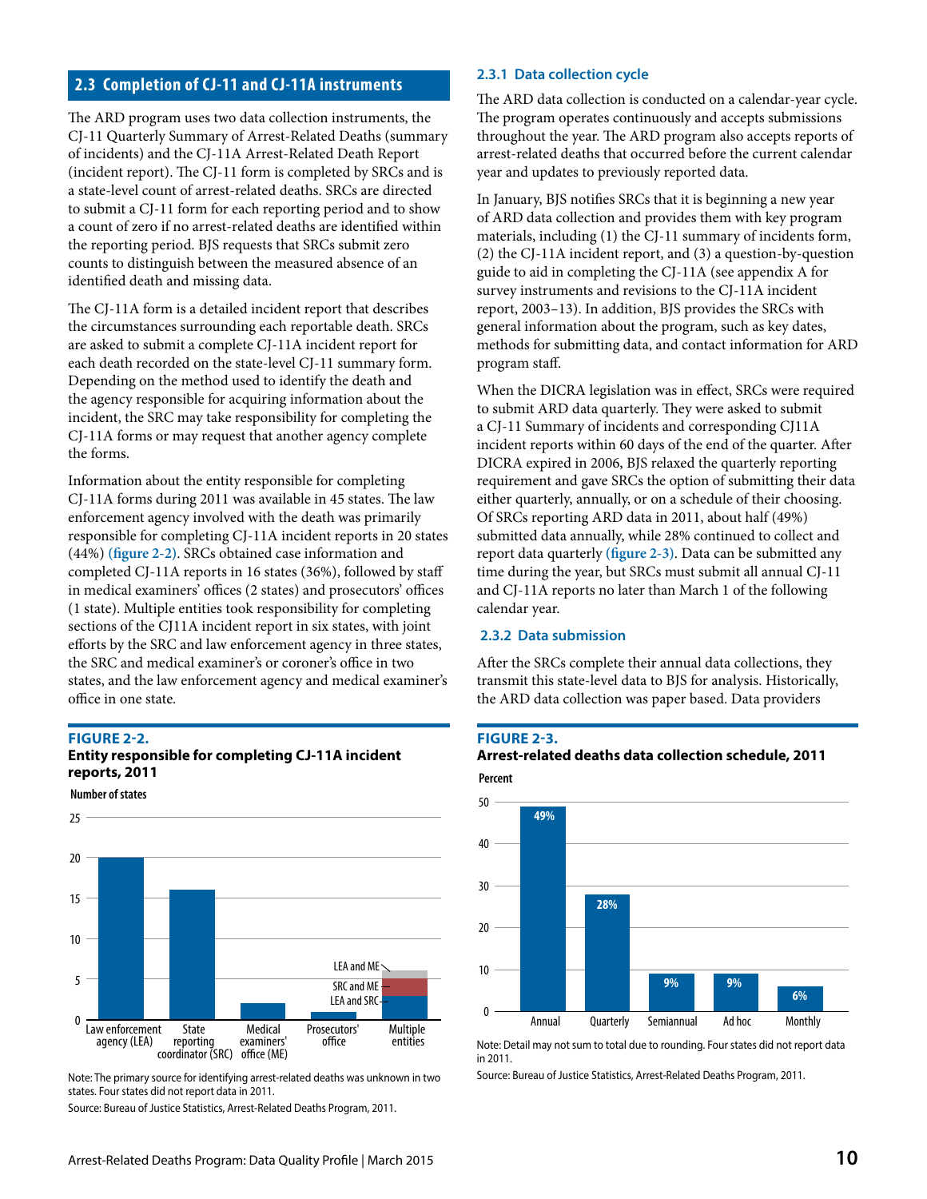## 2.3 Completion of CJ-11 and CJ-11A instruments

The ARD program uses two data collection instruments, the CJ-11 Quarterly Summary of Arrest-Related Deaths (summary of incidents) and the CJ-11A Arrest-Related Death Report (incident report). The CJ-11 form is completed by SRCs and is a state-level count of arrest-related deaths. SRCs are directed to submit a CJ-11 form for each reporting period and to show a count of zero if no arrest-related deaths are identified within the reporting period. BJS requests that SRCs submit zero counts to distinguish between the measured absence of an identified death and missing data.

The CJ-11A form is a detailed incident report that describes the circumstances surrounding each reportable death. SRCs are asked to submit a complete CJ-11A incident report for each death recorded on the state-level CJ-11 summary form. Depending on the method used to identify the death and the agency responsible for acquiring information about the incident, the SRC may take responsibility for completing the CJ-11A forms or may request that another agency complete the forms.

Information about the entity responsible for completing CJ-11A forms during 2011 was available in 45 states. The law enforcement agency involved with the death was primarily responsible for completing CJ-11A incident reports in 20 states (44%) **(figure 2-2)**. SRCs obtained case information and completed CJ-11A reports in 16 states (36%), followed by staff in medical examiners' offices (2 states) and prosecutors' offices (1 state). Multiple entities took responsibility for completing sections of the CJ11A incident report in six states, with joint efforts by the SRC and law enforcement agency in three states, the SRC and medical examiner's or coroner's office in two states, and the law enforcement agency and medical examiner's office in one state.

**FIGURE 2-2.**
**Entity responsible for completing CJ-11A incident reports, 2011**

| Entity | Number of states |
|---|---|
| Law enforcement agency (LEA) | 20 |
| State reporting coordinator (SRC) | 16 |
| Medical examiners' office (ME) | 2 |
| Prosecutors' office | 1 |
| Multiple entities (LEA and SRC: 3; SRC and ME: 2; LEA and ME: 1) | 6 |

Note: The primary source for identifying arrest-related deaths was unknown in two states. Four states did not report data in 2011.

Source: Bureau of Justice Statistics, Arrest-Related Deaths Program, 2011.

### 2.3.1 Data collection cycle

The ARD data collection is conducted on a calendar-year cycle. The program operates continuously and accepts submissions throughout the year. The ARD program also accepts reports of arrest-related deaths that occurred before the current calendar year and updates to previously reported data.

In January, BJS notifies SRCs that it is beginning a new year of ARD data collection and provides them with key program materials, including (1) the CJ-11 summary of incidents form, (2) the CJ-11A incident report, and (3) a question-by-question guide to aid in completing the CJ-11A (see appendix A for survey instruments and revisions to the CJ-11A incident report, 2003–13). In addition, BJS provides the SRCs with general information about the program, such as key dates, methods for submitting data, and contact information for ARD program staff.

When the DICRA legislation was in effect, SRCs were required to submit ARD data quarterly. They were asked to submit a CJ-11 Summary of incidents and corresponding CJ11A incident reports within 60 days of the end of the quarter. After DICRA expired in 2006, BJS relaxed the quarterly reporting requirement and gave SRCs the option of submitting their data either quarterly, annually, or on a schedule of their choosing. Of SRCs reporting ARD data in 2011, about half (49%) submitted data annually, while 28% continued to collect and report data quarterly **(figure 2-3)**. Data can be submitted any time during the year, but SRCs must submit all annual CJ-11 and CJ-11A reports no later than March 1 of the following calendar year.

### 2.3.2 Data submission

After the SRCs complete their annual data collections, they transmit this state-level data to BJS for analysis. Historically, the ARD data collection was paper based. Data providers

**FIGURE 2-3.**
**Arrest-related deaths data collection schedule, 2011**

| Schedule | Percent |
|---|---|
| Annual | 49% |
| Quarterly | 28% |
| Semiannual | 9% |
| Ad hoc | 9% |
| Monthly | 6% |

Note: Detail may not sum to total due to rounding. Four states did not report data in 2011.

Source: Bureau of Justice Statistics, Arrest-Related Deaths Program, 2011.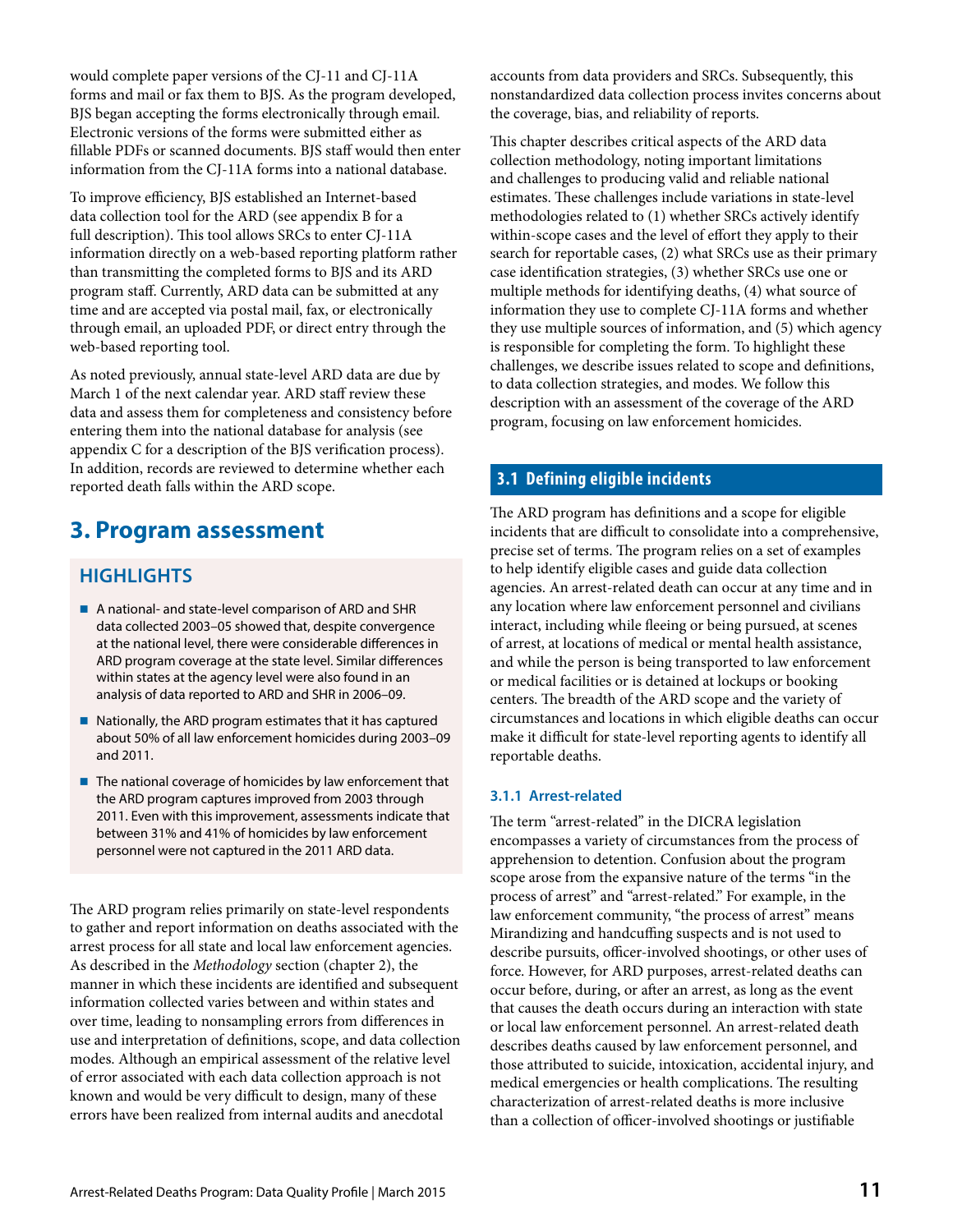would complete paper versions of the CJ-11 and CJ-11A forms and mail or fax them to BJS. As the program developed, BJS began accepting the forms electronically through email. Electronic versions of the forms were submitted either as fillable PDFs or scanned documents. BJS staff would then enter information from the CJ-11A forms into a national database.

To improve efficiency, BJS established an Internet-based data collection tool for the ARD (see appendix B for a full description). This tool allows SRCs to enter CJ-11A information directly on a web-based reporting platform rather than transmitting the completed forms to BJS and its ARD program staff. Currently, ARD data can be submitted at any time and are accepted via postal mail, fax, or electronically through email, an uploaded PDF, or direct entry through the web-based reporting tool.

As noted previously, annual state-level ARD data are due by March 1 of the next calendar year. ARD staff review these data and assess them for completeness and consistency before entering them into the national database for analysis (see appendix C for a description of the BJS verification process). In addition, records are reviewed to determine whether each reported death falls within the ARD scope.

# 3. Program assessment

## HIGHLIGHTS

- A national- and state-level comparison of ARD and SHR data collected 2003–05 showed that, despite convergence at the national level, there were considerable differences in ARD program coverage at the state level. Similar differences within states at the agency level were also found in an analysis of data reported to ARD and SHR in 2006–09.
- Nationally, the ARD program estimates that it has captured about 50% of all law enforcement homicides during 2003–09 and 2011.
- The national coverage of homicides by law enforcement that the ARD program captures improved from 2003 through 2011. Even with this improvement, assessments indicate that between 31% and 41% of homicides by law enforcement personnel were not captured in the 2011 ARD data.

The ARD program relies primarily on state-level respondents to gather and report information on deaths associated with the arrest process for all state and local law enforcement agencies. As described in the *Methodology* section (chapter 2), the manner in which these incidents are identified and subsequent information collected varies between and within states and over time, leading to nonsampling errors from differences in use and interpretation of definitions, scope, and data collection modes. Although an empirical assessment of the relative level of error associated with each data collection approach is not known and would be very difficult to design, many of these errors have been realized from internal audits and anecdotal accounts from data providers and SRCs. Subsequently, this nonstandardized data collection process invites concerns about the coverage, bias, and reliability of reports.

This chapter describes critical aspects of the ARD data collection methodology, noting important limitations and challenges to producing valid and reliable national estimates. These challenges include variations in state-level methodologies related to (1) whether SRCs actively identify within-scope cases and the level of effort they apply to their search for reportable cases, (2) what SRCs use as their primary case identification strategies, (3) whether SRCs use one or multiple methods for identifying deaths, (4) what source of information they use to complete CJ-11A forms and whether they use multiple sources of information, and (5) which agency is responsible for completing the form. To highlight these challenges, we describe issues related to scope and definitions, to data collection strategies, and modes. We follow this description with an assessment of the coverage of the ARD program, focusing on law enforcement homicides.

## 3.1 Defining eligible incidents

The ARD program has definitions and a scope for eligible incidents that are difficult to consolidate into a comprehensive, precise set of terms. The program relies on a set of examples to help identify eligible cases and guide data collection agencies. An arrest-related death can occur at any time and in any location where law enforcement personnel and civilians interact, including while fleeing or being pursued, at scenes of arrest, at locations of medical or mental health assistance, and while the person is being transported to law enforcement or medical facilities or is detained at lockups or booking centers. The breadth of the ARD scope and the variety of circumstances and locations in which eligible deaths can occur make it difficult for state-level reporting agents to identify all reportable deaths.

### 3.1.1 Arrest-related

The term "arrest-related" in the DICRA legislation encompasses a variety of circumstances from the process of apprehension to detention. Confusion about the program scope arose from the expansive nature of the terms "in the process of arrest" and "arrest-related." For example, in the law enforcement community, "the process of arrest" means Mirandizing and handcuffing suspects and is not used to describe pursuits, officer-involved shootings, or other uses of force. However, for ARD purposes, arrest-related deaths can occur before, during, or after an arrest, as long as the event that causes the death occurs during an interaction with state or local law enforcement personnel. An arrest-related death describes deaths caused by law enforcement personnel, and those attributed to suicide, intoxication, accidental injury, and medical emergencies or health complications. The resulting characterization of arrest-related deaths is more inclusive than a collection of officer-involved shootings or justifiable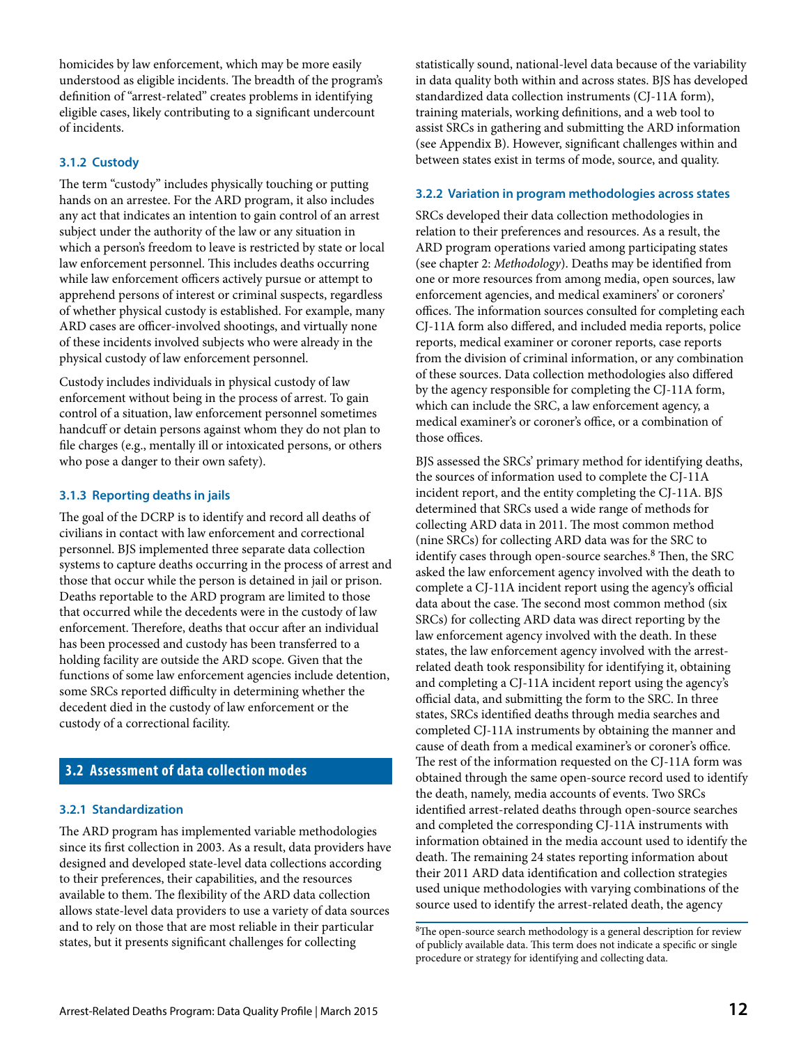homicides by law enforcement, which may be more easily understood as eligible incidents. The breadth of the program's definition of "arrest-related" creates problems in identifying eligible cases, likely contributing to a significant undercount of incidents.

### 3.1.2 Custody

The term "custody" includes physically touching or putting hands on an arrestee. For the ARD program, it also includes any act that indicates an intention to gain control of an arrest subject under the authority of the law or any situation in which a person's freedom to leave is restricted by state or local law enforcement personnel. This includes deaths occurring while law enforcement officers actively pursue or attempt to apprehend persons of interest or criminal suspects, regardless of whether physical custody is established. For example, many ARD cases are officer-involved shootings, and virtually none of these incidents involved subjects who were already in the physical custody of law enforcement personnel.

Custody includes individuals in physical custody of law enforcement without being in the process of arrest. To gain control of a situation, law enforcement personnel sometimes handcuff or detain persons against whom they do not plan to file charges (e.g., mentally ill or intoxicated persons, or others who pose a danger to their own safety).

### 3.1.3 Reporting deaths in jails

The goal of the DCRP is to identify and record all deaths of civilians in contact with law enforcement and correctional personnel. BJS implemented three separate data collection systems to capture deaths occurring in the process of arrest and those that occur while the person is detained in jail or prison. Deaths reportable to the ARD program are limited to those that occurred while the decedents were in the custody of law enforcement. Therefore, deaths that occur after an individual has been processed and custody has been transferred to a holding facility are outside the ARD scope. Given that the functions of some law enforcement agencies include detention, some SRCs reported difficulty in determining whether the decedent died in the custody of law enforcement or the custody of a correctional facility.

## 3.2 Assessment of data collection modes

### 3.2.1 Standardization

The ARD program has implemented variable methodologies since its first collection in 2003. As a result, data providers have designed and developed state-level data collections according to their preferences, their capabilities, and the resources available to them. The flexibility of the ARD data collection allows state-level data providers to use a variety of data sources and to rely on those that are most reliable in their particular states, but it presents significant challenges for collecting statistically sound, national-level data because of the variability in data quality both within and across states. BJS has developed standardized data collection instruments (CJ-11A form), training materials, working definitions, and a web tool to assist SRCs in gathering and submitting the ARD information (see Appendix B). However, significant challenges within and between states exist in terms of mode, source, and quality.

### 3.2.2 Variation in program methodologies across states

SRCs developed their data collection methodologies in relation to their preferences and resources. As a result, the ARD program operations varied among participating states (see chapter 2: *Methodology*). Deaths may be identified from one or more resources from among media, open sources, law enforcement agencies, and medical examiners' or coroners' offices. The information sources consulted for completing each CJ-11A form also differed, and included media reports, police reports, medical examiner or coroner reports, case reports from the division of criminal information, or any combination of these sources. Data collection methodologies also differed by the agency responsible for completing the CJ-11A form, which can include the SRC, a law enforcement agency, a medical examiner's or coroner's office, or a combination of those offices.

BJS assessed the SRCs' primary method for identifying deaths, the sources of information used to complete the CJ-11A incident report, and the entity completing the CJ-11A. BJS determined that SRCs used a wide range of methods for collecting ARD data in 2011. The most common method (nine SRCs) for collecting ARD data was for the SRC to identify cases through open-source searches.[8] Then, the SRC asked the law enforcement agency involved with the death to complete a CJ-11A incident report using the agency's official data about the case. The second most common method (six SRCs) for collecting ARD data was direct reporting by the law enforcement agency involved with the death. In these states, the law enforcement agency involved with the arrest-related death took responsibility for identifying it, obtaining and completing a CJ-11A incident report using the agency's official data, and submitting the form to the SRC. In three states, SRCs identified deaths through media searches and completed CJ-11A instruments by obtaining the manner and cause of death from a medical examiner's or coroner's office. The rest of the information requested on the CJ-11A form was obtained through the same open-source record used to identify the death, namely, media accounts of events. Two SRCs identified arrest-related deaths through open-source searches and completed the corresponding CJ-11A instruments with information obtained in the media account used to identify the death. The remaining 24 states reporting information about their 2011 ARD data identification and collection strategies used unique methodologies with varying combinations of the source used to identify the arrest-related death, the agency

[8]The open-source search methodology is a general description for review of publicly available data. This term does not indicate a specific or single procedure or strategy for identifying and collecting data.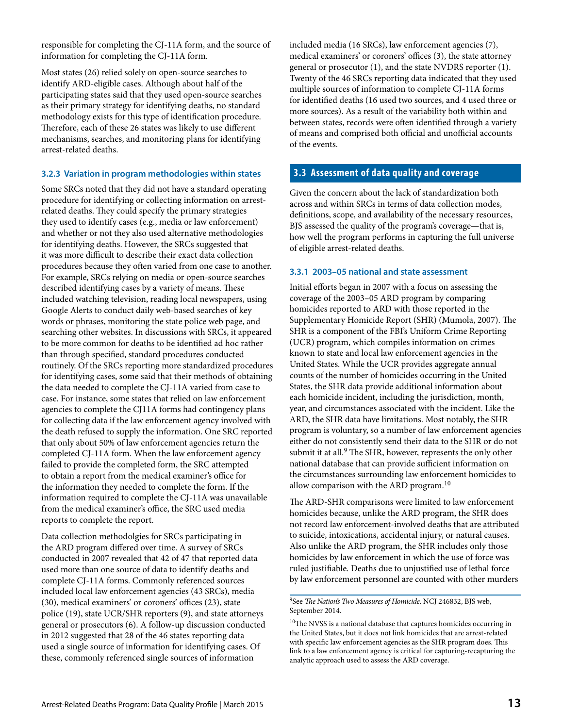responsible for completing the CJ-11A form, and the source of information for completing the CJ-11A form.

Most states (26) relied solely on open-source searches to identify ARD-eligible cases. Although about half of the participating states said that they used open-source searches as their primary strategy for identifying deaths, no standard methodology exists for this type of identification procedure. Therefore, each of these 26 states was likely to use different mechanisms, searches, and monitoring plans for identifying arrest-related deaths.

#### 3.2.3 Variation in program methodologies within states

Some SRCs noted that they did not have a standard operating procedure for identifying or collecting information on arrest-related deaths. They could specify the primary strategies they used to identify cases (e.g., media or law enforcement) and whether or not they also used alternative methodologies for identifying deaths. However, the SRCs suggested that it was more difficult to describe their exact data collection procedures because they often varied from one case to another. For example, SRCs relying on media or open-source searches described identifying cases by a variety of means. These included watching television, reading local newspapers, using Google Alerts to conduct daily web-based searches of key words or phrases, monitoring the state police web page, and searching other websites. In discussions with SRCs, it appeared to be more common for deaths to be identified ad hoc rather than through specified, standard procedures conducted routinely. Of the SRCs reporting more standardized procedures for identifying cases, some said that their methods of obtaining the data needed to complete the CJ-11A varied from case to case. For instance, some states that relied on law enforcement agencies to complete the CJ11A forms had contingency plans for collecting data if the law enforcement agency involved with the death refused to supply the information. One SRC reported that only about 50% of law enforcement agencies return the completed CJ-11A form. When the law enforcement agency failed to provide the completed form, the SRC attempted to obtain a report from the medical examiner's office for the information they needed to complete the form. If the information required to complete the CJ-11A was unavailable from the medical examiner's office, the SRC used media reports to complete the report.

Data collection methodolgies for SRCs participating in the ARD program differed over time. A survey of SRCs conducted in 2007 revealed that 42 of 47 that reported data used more than one source of data to identify deaths and complete CJ-11A forms. Commonly referenced sources included local law enforcement agencies (43 SRCs), media (30), medical examiners' or coroners' offices (23), state police (19), state UCR/SHR reporters (9), and state attorneys general or prosecutors (6). A follow-up discussion conducted in 2012 suggested that 28 of the 46 states reporting data used a single source of information for identifying cases. Of these, commonly referenced single sources of information included media (16 SRCs), law enforcement agencies (7), medical examiners' or coroners' offices (3), the state attorney general or prosecutor (1), and the state NVDRS reporter (1). Twenty of the 46 SRCs reporting data indicated that they used multiple sources of information to complete CJ-11A forms for identified deaths (16 used two sources, and 4 used three or more sources). As a result of the variability both within and between states, records were often identified through a variety of means and comprised both official and unofficial accounts of the events.

## 3.3 Assessment of data quality and coverage

Given the concern about the lack of standardization both across and within SRCs in terms of data collection modes, definitions, scope, and availability of the necessary resources, BJS assessed the quality of the program's coverage—that is, how well the program performs in capturing the full universe of eligible arrest-related deaths.

#### 3.3.1 2003–05 national and state assessment

Initial efforts began in 2007 with a focus on assessing the coverage of the 2003–05 ARD program by comparing homicides reported to ARD with those reported in the Supplementary Homicide Report (SHR) (Mumola, 2007). The SHR is a component of the FBI's Uniform Crime Reporting (UCR) program, which compiles information on crimes known to state and local law enforcement agencies in the United States. While the UCR provides aggregate annual counts of the number of homicides occurring in the United States, the SHR data provide additional information about each homicide incident, including the jurisdiction, month, year, and circumstances associated with the incident. Like the ARD, the SHR data have limitations. Most notably, the SHR program is voluntary, so a number of law enforcement agencies either do not consistently send their data to the SHR or do not submit it at all.[9] The SHR, however, represents the only other national database that can provide sufficient information on the circumstances surrounding law enforcement homicides to allow comparison with the ARD program.[10]

The ARD-SHR comparisons were limited to law enforcement homicides because, unlike the ARD program, the SHR does not record law enforcement-involved deaths that are attributed to suicide, intoxications, accidental injury, or natural causes. Also unlike the ARD program, the SHR includes only those homicides by law enforcement in which the use of force was ruled justifiable. Deaths due to unjustified use of lethal force by law enforcement personnel are counted with other murders

---

[9] See *The Nation's Two Measures of Homicide*. NCJ 246832, BJS web, September 2014.

[10] The NVSS is a national database that captures homicides occurring in the United States, but it does not link homicides that are arrest-related with specific law enforcement agencies as the SHR program does. This link to a law enforcement agency is critical for capturing-recapturing the analytic approach used to assess the ARD coverage.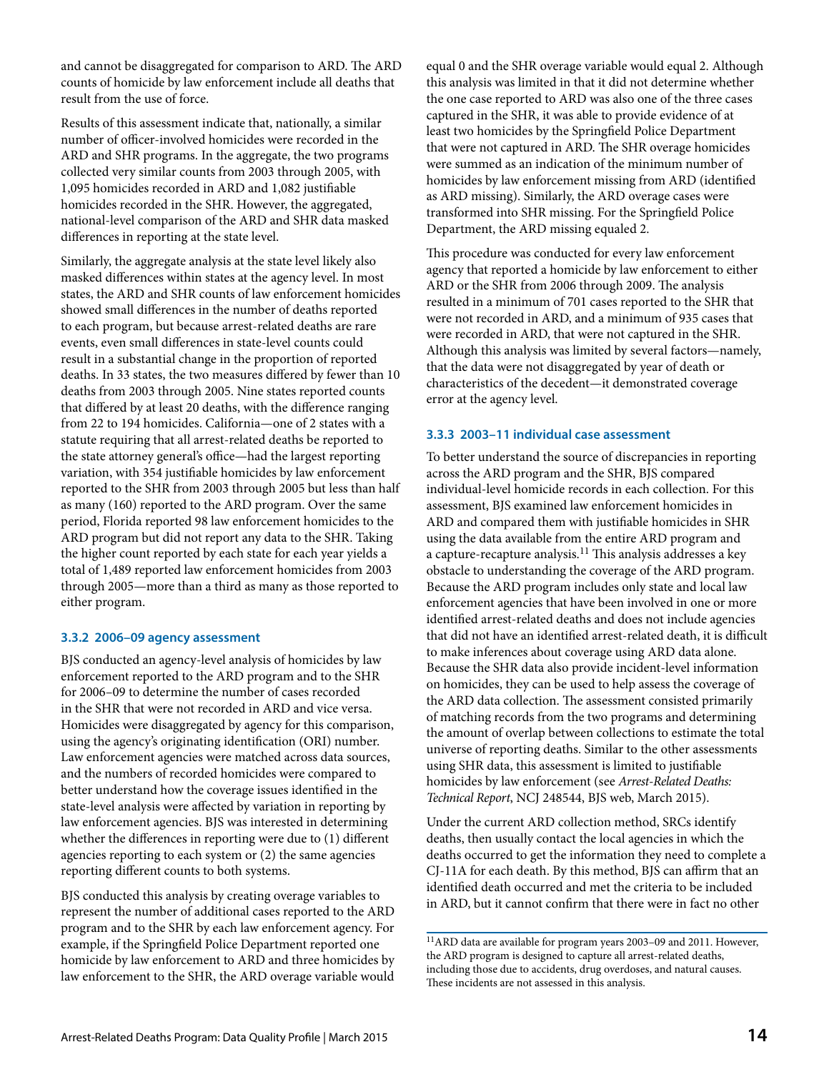and cannot be disaggregated for comparison to ARD. The ARD counts of homicide by law enforcement include all deaths that result from the use of force.

Results of this assessment indicate that, nationally, a similar number of officer-involved homicides were recorded in the ARD and SHR programs. In the aggregate, the two programs collected very similar counts from 2003 through 2005, with 1,095 homicides recorded in ARD and 1,082 justifiable homicides recorded in the SHR. However, the aggregated, national-level comparison of the ARD and SHR data masked differences in reporting at the state level.

Similarly, the aggregate analysis at the state level likely also masked differences within states at the agency level. In most states, the ARD and SHR counts of law enforcement homicides showed small differences in the number of deaths reported to each program, but because arrest-related deaths are rare events, even small differences in state-level counts could result in a substantial change in the proportion of reported deaths. In 33 states, the two measures differed by fewer than 10 deaths from 2003 through 2005. Nine states reported counts that differed by at least 20 deaths, with the difference ranging from 22 to 194 homicides. California—one of 2 states with a statute requiring that all arrest-related deaths be reported to the state attorney general's office—had the largest reporting variation, with 354 justifiable homicides by law enforcement reported to the SHR from 2003 through 2005 but less than half as many (160) reported to the ARD program. Over the same period, Florida reported 98 law enforcement homicides to the ARD program but did not report any data to the SHR. Taking the higher count reported by each state for each year yields a total of 1,489 reported law enforcement homicides from 2003 through 2005—more than a third as many as those reported to either program.

### 3.3.2 2006–09 agency assessment

BJS conducted an agency-level analysis of homicides by law enforcement reported to the ARD program and to the SHR for 2006–09 to determine the number of cases recorded in the SHR that were not recorded in ARD and vice versa. Homicides were disaggregated by agency for this comparison, using the agency's originating identification (ORI) number. Law enforcement agencies were matched across data sources, and the numbers of recorded homicides were compared to better understand how the coverage issues identified in the state-level analysis were affected by variation in reporting by law enforcement agencies. BJS was interested in determining whether the differences in reporting were due to (1) different agencies reporting to each system or (2) the same agencies reporting different counts to both systems.

BJS conducted this analysis by creating overage variables to represent the number of additional cases reported to the ARD program and to the SHR by each law enforcement agency. For example, if the Springfield Police Department reported one homicide by law enforcement to ARD and three homicides by law enforcement to the SHR, the ARD overage variable would equal 0 and the SHR overage variable would equal 2. Although this analysis was limited in that it did not determine whether the one case reported to ARD was also one of the three cases captured in the SHR, it was able to provide evidence of at least two homicides by the Springfield Police Department that were not captured in ARD. The SHR overage homicides were summed as an indication of the minimum number of homicides by law enforcement missing from ARD (identified as ARD missing). Similarly, the ARD overage cases were transformed into SHR missing. For the Springfield Police Department, the ARD missing equaled 2.

This procedure was conducted for every law enforcement agency that reported a homicide by law enforcement to either ARD or the SHR from 2006 through 2009. The analysis resulted in a minimum of 701 cases reported to the SHR that were not recorded in ARD, and a minimum of 935 cases that were recorded in ARD, that were not captured in the SHR. Although this analysis was limited by several factors—namely, that the data were not disaggregated by year of death or characteristics of the decedent—it demonstrated coverage error at the agency level.

### 3.3.3 2003–11 individual case assessment

To better understand the source of discrepancies in reporting across the ARD program and the SHR, BJS compared individual-level homicide records in each collection. For this assessment, BJS examined law enforcement homicides in ARD and compared them with justifiable homicides in SHR using the data available from the entire ARD program and a capture-recapture analysis.[11] This analysis addresses a key obstacle to understanding the coverage of the ARD program. Because the ARD program includes only state and local law enforcement agencies that have been involved in one or more identified arrest-related deaths and does not include agencies that did not have an identified arrest-related death, it is difficult to make inferences about coverage using ARD data alone. Because the SHR data also provide incident-level information on homicides, they can be used to help assess the coverage of the ARD data collection. The assessment consisted primarily of matching records from the two programs and determining the amount of overlap between collections to estimate the total universe of reporting deaths. Similar to the other assessments using SHR data, this assessment is limited to justifiable homicides by law enforcement (see *Arrest-Related Deaths: Technical Report*, NCJ 248544, BJS web, March 2015).

Under the current ARD collection method, SRCs identify deaths, then usually contact the local agencies in which the deaths occurred to get the information they need to complete a CJ-11A for each death. By this method, BJS can affirm that an identified death occurred and met the criteria to be included in ARD, but it cannot confirm that there were in fact no other

[11] ARD data are available for program years 2003–09 and 2011. However, the ARD program is designed to capture all arrest-related deaths, including those due to accidents, drug overdoses, and natural causes. These incidents are not assessed in this analysis.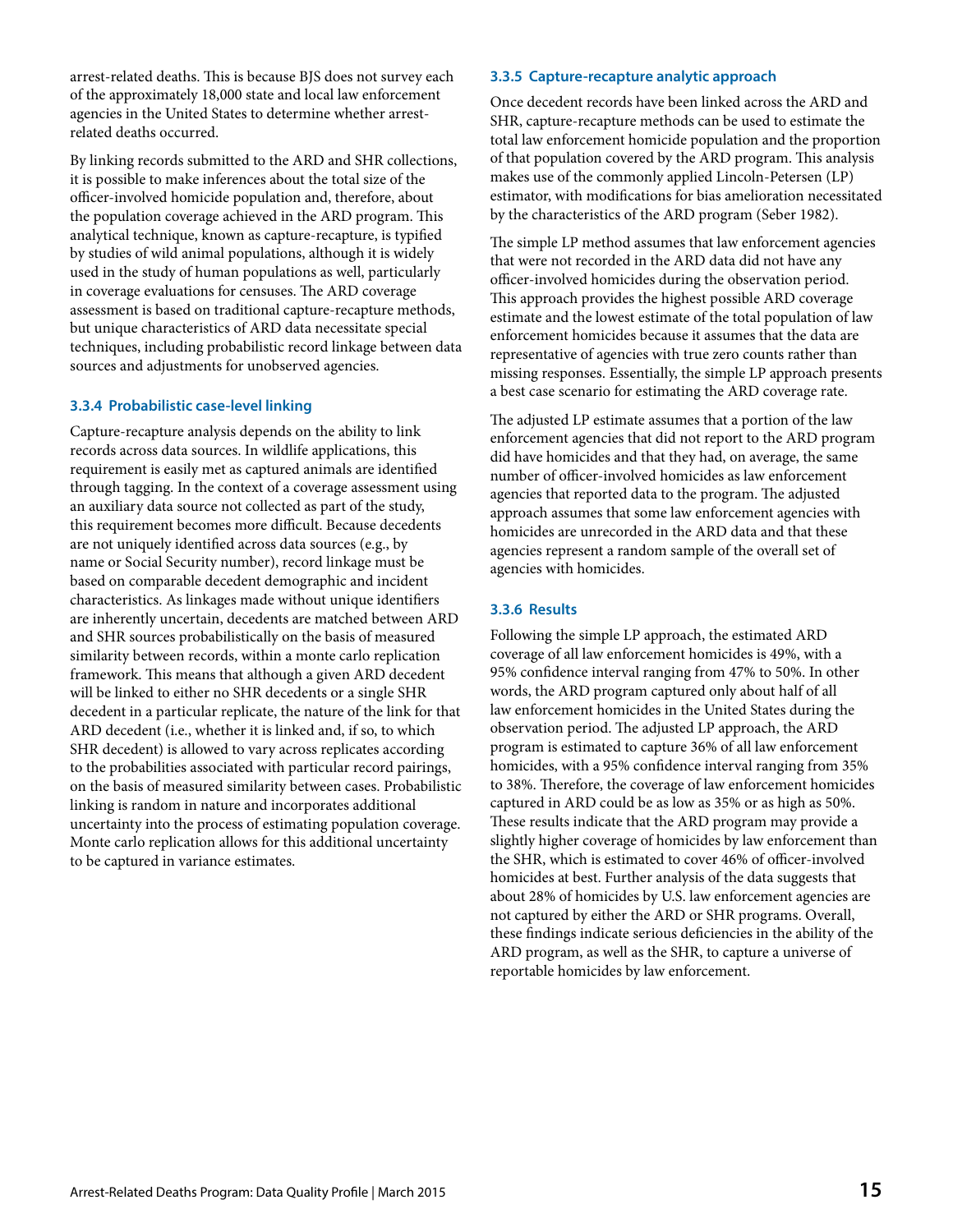arrest-related deaths. This is because BJS does not survey each of the approximately 18,000 state and local law enforcement agencies in the United States to determine whether arrest-related deaths occurred.

By linking records submitted to the ARD and SHR collections, it is possible to make inferences about the total size of the officer-involved homicide population and, therefore, about the population coverage achieved in the ARD program. This analytical technique, known as capture-recapture, is typified by studies of wild animal populations, although it is widely used in the study of human populations as well, particularly in coverage evaluations for censuses. The ARD coverage assessment is based on traditional capture-recapture methods, but unique characteristics of ARD data necessitate special techniques, including probabilistic record linkage between data sources and adjustments for unobserved agencies.

### 3.3.4 Probabilistic case-level linking

Capture-recapture analysis depends on the ability to link records across data sources. In wildlife applications, this requirement is easily met as captured animals are identified through tagging. In the context of a coverage assessment using an auxiliary data source not collected as part of the study, this requirement becomes more difficult. Because decedents are not uniquely identified across data sources (e.g., by name or Social Security number), record linkage must be based on comparable decedent demographic and incident characteristics. As linkages made without unique identifiers are inherently uncertain, decedents are matched between ARD and SHR sources probabilistically on the basis of measured similarity between records, within a monte carlo replication framework. This means that although a given ARD decedent will be linked to either no SHR decedents or a single SHR decedent in a particular replicate, the nature of the link for that ARD decedent (i.e., whether it is linked and, if so, to which SHR decedent) is allowed to vary across replicates according to the probabilities associated with particular record pairings, on the basis of measured similarity between cases. Probabilistic linking is random in nature and incorporates additional uncertainty into the process of estimating population coverage. Monte carlo replication allows for this additional uncertainty to be captured in variance estimates.

### 3.3.5 Capture-recapture analytic approach

Once decedent records have been linked across the ARD and SHR, capture-recapture methods can be used to estimate the total law enforcement homicide population and the proportion of that population covered by the ARD program. This analysis makes use of the commonly applied Lincoln-Petersen (LP) estimator, with modifications for bias amelioration necessitated by the characteristics of the ARD program (Seber 1982).

The simple LP method assumes that law enforcement agencies that were not recorded in the ARD data did not have any officer-involved homicides during the observation period. This approach provides the highest possible ARD coverage estimate and the lowest estimate of the total population of law enforcement homicides because it assumes that the data are representative of agencies with true zero counts rather than missing responses. Essentially, the simple LP approach presents a best case scenario for estimating the ARD coverage rate.

The adjusted LP estimate assumes that a portion of the law enforcement agencies that did not report to the ARD program did have homicides and that they had, on average, the same number of officer-involved homicides as law enforcement agencies that reported data to the program. The adjusted approach assumes that some law enforcement agencies with homicides are unrecorded in the ARD data and that these agencies represent a random sample of the overall set of agencies with homicides.

### 3.3.6 Results

Following the simple LP approach, the estimated ARD coverage of all law enforcement homicides is 49%, with a 95% confidence interval ranging from 47% to 50%. In other words, the ARD program captured only about half of all law enforcement homicides in the United States during the observation period. The adjusted LP approach, the ARD program is estimated to capture 36% of all law enforcement homicides, with a 95% confidence interval ranging from 35% to 38%. Therefore, the coverage of law enforcement homicides captured in ARD could be as low as 35% or as high as 50%. These results indicate that the ARD program may provide a slightly higher coverage of homicides by law enforcement than the SHR, which is estimated to cover 46% of officer-involved homicides at best. Further analysis of the data suggests that about 28% of homicides by U.S. law enforcement agencies are not captured by either the ARD or SHR programs. Overall, these findings indicate serious deficiencies in the ability of the ARD program, as well as the SHR, to capture a universe of reportable homicides by law enforcement.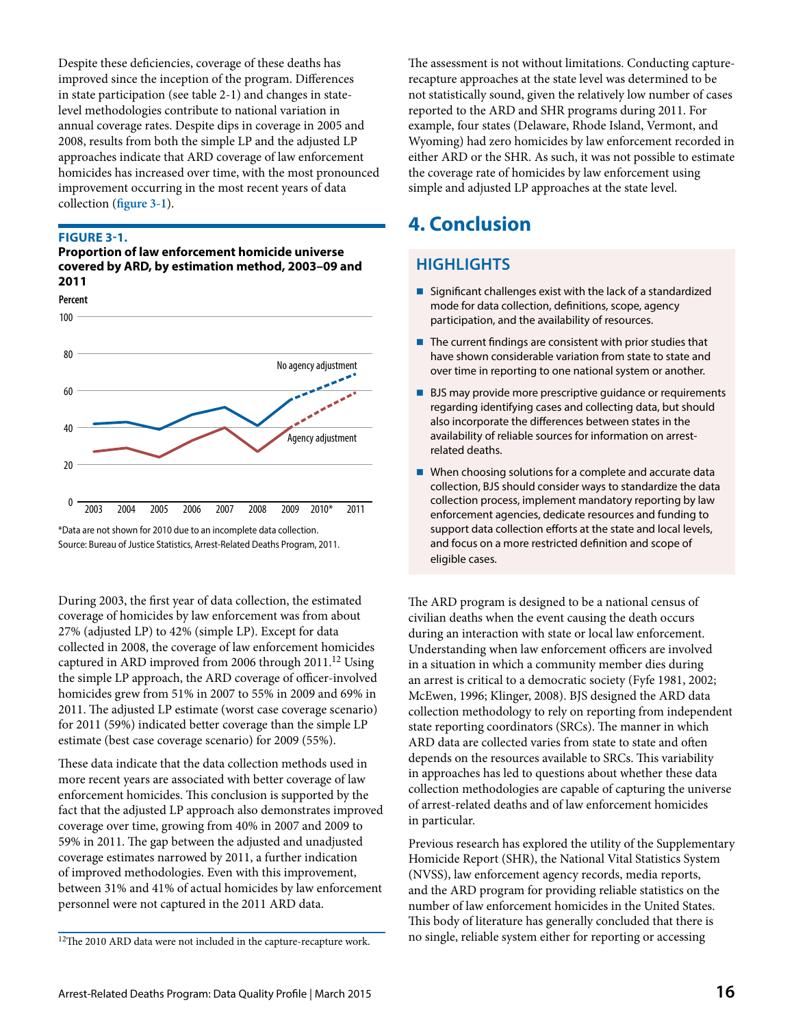Despite these deficiencies, coverage of these deaths has improved since the inception of the program. Differences in state participation (see table 2-1) and changes in state-level methodologies contribute to national variation in annual coverage rates. Despite dips in coverage in 2005 and 2008, results from both the simple LP and the adjusted LP approaches indicate that ARD coverage of law enforcement homicides has increased over time, with the most pronounced improvement occurring in the most recent years of data collection (**figure 3-1**).

**FIGURE 3-1.**
**Proportion of law enforcement homicide universe covered by ARD, by estimation method, 2003–09 and 2011**

*Data are not shown for 2010 due to an incomplete data collection.
Source: Bureau of Justice Statistics, Arrest-Related Deaths Program, 2011.

During 2003, the first year of data collection, the estimated coverage of homicides by law enforcement was from about 27% (adjusted LP) to 42% (simple LP). Except for data collected in 2008, the coverage of law enforcement homicides captured in ARD improved from 2006 through 2011.[12] Using the simple LP approach, the ARD coverage of officer-involved homicides grew from 51% in 2007 to 55% in 2009 and 69% in 2011. The adjusted LP estimate (worst case coverage scenario) for 2011 (59%) indicated better coverage than the simple LP estimate (best case coverage scenario) for 2009 (55%).

These data indicate that the data collection methods used in more recent years are associated with better coverage of law enforcement homicides. This conclusion is supported by the fact that the adjusted LP approach also demonstrates improved coverage over time, growing from 40% in 2007 and 2009 to 59% in 2011. The gap between the adjusted and unadjusted coverage estimates narrowed by 2011, a further indication of improved methodologies. Even with this improvement, between 31% and 41% of actual homicides by law enforcement personnel were not captured in the 2011 ARD data.

[12]The 2010 ARD data were not included in the capture-recapture work.

The assessment is not without limitations. Conducting capture-recapture approaches at the state level was determined to be not statistically sound, given the relatively low number of cases reported to the ARD and SHR programs during 2011. For example, four states (Delaware, Rhode Island, Vermont, and Wyoming) had zero homicides by law enforcement recorded in either ARD or the SHR. As such, it was not possible to estimate the coverage rate of homicides by law enforcement using simple and adjusted LP approaches at the state level.

# 4. Conclusion

## HIGHLIGHTS

- Significant challenges exist with the lack of a standardized mode for data collection, definitions, scope, agency participation, and the availability of resources.
- The current findings are consistent with prior studies that have shown considerable variation from state to state and over time in reporting to one national system or another.
- BJS may provide more prescriptive guidance or requirements regarding identifying cases and collecting data, but should also incorporate the differences between states in the availability of reliable sources for information on arrest-related deaths.
- When choosing solutions for a complete and accurate data collection, BJS should consider ways to standardize the data collection process, implement mandatory reporting by law enforcement agencies, dedicate resources and funding to support data collection efforts at the state and local levels, and focus on a more restricted definition and scope of eligible cases.

The ARD program is designed to be a national census of civilian deaths when the event causing the death occurs during an interaction with state or local law enforcement. Understanding when law enforcement officers are involved in a situation in which a community member dies during an arrest is critical to a democratic society (Fyfe 1981, 2002; McEwen, 1996; Klinger, 2008). BJS designed the ARD data collection methodology to rely on reporting from independent state reporting coordinators (SRCs). The manner in which ARD data are collected varies from state to state and often depends on the resources available to SRCs. This variability in approaches has led to questions about whether these data collection methodologies are capable of capturing the universe of arrest-related deaths and of law enforcement homicides in particular.

Previous research has explored the utility of the Supplementary Homicide Report (SHR), the National Vital Statistics System (NVSS), law enforcement agency records, media reports, and the ARD program for providing reliable statistics on the number of law enforcement homicides in the United States. This body of literature has generally concluded that there is no single, reliable system either for reporting or accessing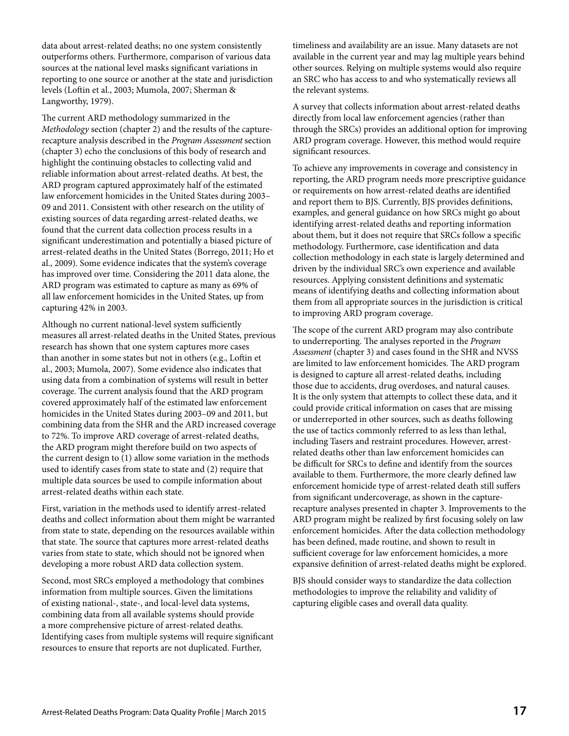data about arrest-related deaths; no one system consistently outperforms others. Furthermore, comparison of various data sources at the national level masks significant variations in reporting to one source or another at the state and jurisdiction levels (Loftin et al., 2003; Mumola, 2007; Sherman & Langworthy, 1979).

The current ARD methodology summarized in the *Methodology* section (chapter 2) and the results of the capture-recapture analysis described in the *Program Assessment* section (chapter 3) echo the conclusions of this body of research and highlight the continuing obstacles to collecting valid and reliable information about arrest-related deaths. At best, the ARD program captured approximately half of the estimated law enforcement homicides in the United States during 2003–09 and 2011. Consistent with other research on the utility of existing sources of data regarding arrest-related deaths, we found that the current data collection process results in a significant underestimation and potentially a biased picture of arrest-related deaths in the United States (Borrego, 2011; Ho et al., 2009). Some evidence indicates that the system's coverage has improved over time. Considering the 2011 data alone, the ARD program was estimated to capture as many as 69% of all law enforcement homicides in the United States, up from capturing 42% in 2003.

Although no current national-level system sufficiently measures all arrest-related deaths in the United States, previous research has shown that one system captures more cases than another in some states but not in others (e.g., Loftin et al., 2003; Mumola, 2007). Some evidence also indicates that using data from a combination of systems will result in better coverage. The current analysis found that the ARD program covered approximately half of the estimated law enforcement homicides in the United States during 2003–09 and 2011, but combining data from the SHR and the ARD increased coverage to 72%. To improve ARD coverage of arrest-related deaths, the ARD program might therefore build on two aspects of the current design to (1) allow some variation in the methods used to identify cases from state to state and (2) require that multiple data sources be used to compile information about arrest-related deaths within each state.

First, variation in the methods used to identify arrest-related deaths and collect information about them might be warranted from state to state, depending on the resources available within that state. The source that captures more arrest-related deaths varies from state to state, which should not be ignored when developing a more robust ARD data collection system.

Second, most SRCs employed a methodology that combines information from multiple sources. Given the limitations of existing national-, state-, and local-level data systems, combining data from all available systems should provide a more comprehensive picture of arrest-related deaths. Identifying cases from multiple systems will require significant resources to ensure that reports are not duplicated. Further, timeliness and availability are an issue. Many datasets are not available in the current year and may lag multiple years behind other sources. Relying on multiple systems would also require an SRC who has access to and who systematically reviews all the relevant systems.

A survey that collects information about arrest-related deaths directly from local law enforcement agencies (rather than through the SRCs) provides an additional option for improving ARD program coverage. However, this method would require significant resources.

To achieve any improvements in coverage and consistency in reporting, the ARD program needs more prescriptive guidance or requirements on how arrest-related deaths are identified and report them to BJS. Currently, BJS provides definitions, examples, and general guidance on how SRCs might go about identifying arrest-related deaths and reporting information about them, but it does not require that SRCs follow a specific methodology. Furthermore, case identification and data collection methodology in each state is largely determined and driven by the individual SRC's own experience and available resources. Applying consistent definitions and systematic means of identifying deaths and collecting information about them from all appropriate sources in the jurisdiction is critical to improving ARD program coverage.

The scope of the current ARD program may also contribute to underreporting. The analyses reported in the *Program Assessment* (chapter 3) and cases found in the SHR and NVSS are limited to law enforcement homicides. The ARD program is designed to capture all arrest-related deaths, including those due to accidents, drug overdoses, and natural causes. It is the only system that attempts to collect these data, and it could provide critical information on cases that are missing or underreported in other sources, such as deaths following the use of tactics commonly referred to as less than lethal, including Tasers and restraint procedures. However, arrest-related deaths other than law enforcement homicides can be difficult for SRCs to define and identify from the sources available to them. Furthermore, the more clearly defined law enforcement homicide type of arrest-related death still suffers from significant undercoverage, as shown in the capture-recapture analyses presented in chapter 3. Improvements to the ARD program might be realized by first focusing solely on law enforcement homicides. After the data collection methodology has been defined, made routine, and shown to result in sufficient coverage for law enforcement homicides, a more expansive definition of arrest-related deaths might be explored.

BJS should consider ways to standardize the data collection methodologies to improve the reliability and validity of capturing eligible cases and overall data quality.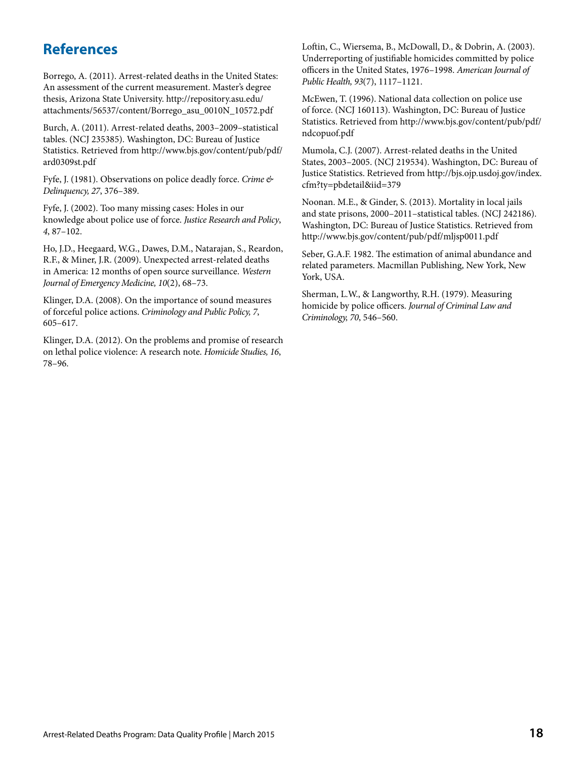## References

Borrego, A. (2011). Arrest-related deaths in the United States: An assessment of the current measurement. Master's degree thesis, Arizona State University. http://repository.asu.edu/attachments/56537/content/Borrego_asu_0010N_10572.pdf

Burch, A. (2011). Arrest-related deaths, 2003–2009–statistical tables. (NCJ 235385). Washington, DC: Bureau of Justice Statistics. Retrieved from http://www.bjs.gov/content/pub/pdf/ard0309st.pdf

Fyfe, J. (1981). Observations on police deadly force. *Crime & Delinquency, 27*, 376–389.

Fyfe, J. (2002). Too many missing cases: Holes in our knowledge about police use of force. *Justice Research and Policy*, *4*, 87–102.

Ho, J.D., Heegaard, W.G., Dawes, D.M., Natarajan, S., Reardon, R.F., & Miner, J.R. (2009). Unexpected arrest-related deaths in America: 12 months of open source surveillance. *Western Journal of Emergency Medicine, 10*(2), 68–73.

Klinger, D.A. (2008). On the importance of sound measures of forceful police actions. *Criminology and Public Policy, 7*, 605–617.

Klinger, D.A. (2012). On the problems and promise of research on lethal police violence: A research note. *Homicide Studies, 16*, 78–96.

Loftin, C., Wiersema, B., McDowall, D., & Dobrin, A. (2003). Underreporting of justifiable homicides committed by police officers in the United States, 1976–1998. *American Journal of Public Health, 93*(7), 1117–1121.

McEwen, T. (1996). National data collection on police use of force. (NCJ 160113). Washington, DC: Bureau of Justice Statistics. Retrieved from http://www.bjs.gov/content/pub/pdf/ndcopuof.pdf

Mumola, C.J. (2007). Arrest-related deaths in the United States, 2003–2005. (NCJ 219534). Washington, DC: Bureau of Justice Statistics. Retrieved from http://bjs.ojp.usdoj.gov/index.cfm?ty=pbdetail&iid=379

Noonan. M.E., & Ginder, S. (2013). Mortality in local jails and state prisons, 2000–2011–statistical tables. (NCJ 242186). Washington, DC: Bureau of Justice Statistics. Retrieved from http://www.bjs.gov/content/pub/pdf/mljsp0011.pdf

Seber, G.A.F. 1982. The estimation of animal abundance and related parameters. Macmillan Publishing, New York, New York, USA.

Sherman, L.W., & Langworthy, R.H. (1979). Measuring homicide by police officers. *Journal of Criminal Law and Criminology, 70*, 546–560.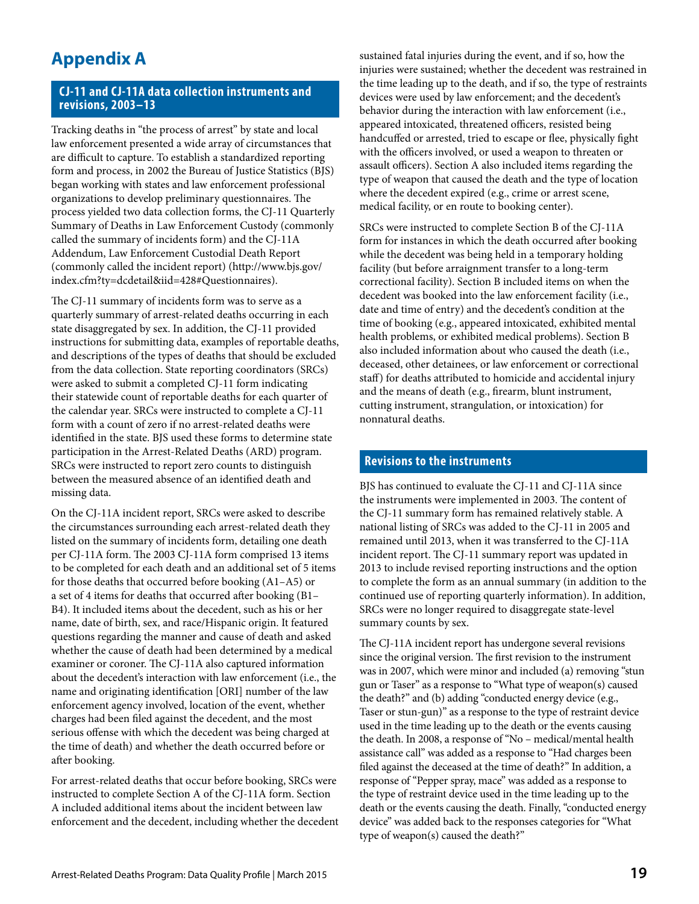# Appendix A

## CJ-11 and CJ-11A data collection instruments and revisions, 2003–13

Tracking deaths in "the process of arrest" by state and local law enforcement presented a wide array of circumstances that are difficult to capture. To establish a standardized reporting form and process, in 2002 the Bureau of Justice Statistics (BJS) began working with states and law enforcement professional organizations to develop preliminary questionnaires. The process yielded two data collection forms, the CJ-11 Quarterly Summary of Deaths in Law Enforcement Custody (commonly called the summary of incidents form) and the CJ-11A Addendum, Law Enforcement Custodial Death Report (commonly called the incident report) (http://www.bjs.gov/index.cfm?ty=dcdetail&iid=428#Questionnaires).

The CJ-11 summary of incidents form was to serve as a quarterly summary of arrest-related deaths occurring in each state disaggregated by sex. In addition, the CJ-11 provided instructions for submitting data, examples of reportable deaths, and descriptions of the types of deaths that should be excluded from the data collection. State reporting coordinators (SRCs) were asked to submit a completed CJ-11 form indicating their statewide count of reportable deaths for each quarter of the calendar year. SRCs were instructed to complete a CJ-11 form with a count of zero if no arrest-related deaths were identified in the state. BJS used these forms to determine state participation in the Arrest-Related Deaths (ARD) program. SRCs were instructed to report zero counts to distinguish between the measured absence of an identified death and missing data.

On the CJ-11A incident report, SRCs were asked to describe the circumstances surrounding each arrest-related death they listed on the summary of incidents form, detailing one death per CJ-11A form. The 2003 CJ-11A form comprised 13 items to be completed for each death and an additional set of 5 items for those deaths that occurred before booking (A1–A5) or a set of 4 items for deaths that occurred after booking (B1–B4). It included items about the decedent, such as his or her name, date of birth, sex, and race/Hispanic origin. It featured questions regarding the manner and cause of death and asked whether the cause of death had been determined by a medical examiner or coroner. The CJ-11A also captured information about the decedent's interaction with law enforcement (i.e., the name and originating identification [ORI] number of the law enforcement agency involved, location of the event, whether charges had been filed against the decedent, and the most serious offense with which the decedent was being charged at the time of death) and whether the death occurred before or after booking.

For arrest-related deaths that occur before booking, SRCs were instructed to complete Section A of the CJ-11A form. Section A included additional items about the incident between law enforcement and the decedent, including whether the decedent sustained fatal injuries during the event, and if so, how the injuries were sustained; whether the decedent was restrained in the time leading up to the death, and if so, the type of restraints devices were used by law enforcement; and the decedent's behavior during the interaction with law enforcement (i.e., appeared intoxicated, threatened officers, resisted being handcuffed or arrested, tried to escape or flee, physically fight with the officers involved, or used a weapon to threaten or assault officers). Section A also included items regarding the type of weapon that caused the death and the type of location where the decedent expired (e.g., crime or arrest scene, medical facility, or en route to booking center).

SRCs were instructed to complete Section B of the CJ-11A form for instances in which the death occurred after booking while the decedent was being held in a temporary holding facility (but before arraignment transfer to a long-term correctional facility). Section B included items on when the decedent was booked into the law enforcement facility (i.e., date and time of entry) and the decedent's condition at the time of booking (e.g., appeared intoxicated, exhibited mental health problems, or exhibited medical problems). Section B also included information about who caused the death (i.e., deceased, other detainees, or law enforcement or correctional staff) for deaths attributed to homicide and accidental injury and the means of death (e.g., firearm, blunt instrument, cutting instrument, strangulation, or intoxication) for nonnatural deaths.

## Revisions to the instruments

BJS has continued to evaluate the CJ-11 and CJ-11A since the instruments were implemented in 2003. The content of the CJ-11 summary form has remained relatively stable. A national listing of SRCs was added to the CJ-11 in 2005 and remained until 2013, when it was transferred to the CJ-11A incident report. The CJ-11 summary report was updated in 2013 to include revised reporting instructions and the option to complete the form as an annual summary (in addition to the continued use of reporting quarterly information). In addition, SRCs were no longer required to disaggregate state-level summary counts by sex.

The CJ-11A incident report has undergone several revisions since the original version. The first revision to the instrument was in 2007, which were minor and included (a) removing "stun gun or Taser" as a response to "What type of weapon(s) caused the death?" and (b) adding "conducted energy device (e.g., Taser or stun-gun)" as a response to the type of restraint device used in the time leading up to the death or the events causing the death. In 2008, a response of "No – medical/mental health assistance call" was added as a response to "Had charges been filed against the deceased at the time of death?" In addition, a response of "Pepper spray, mace" was added as a response to the type of restraint device used in the time leading up to the death or the events causing the death. Finally, "conducted energy device" was added back to the responses categories for "What type of weapon(s) caused the death?"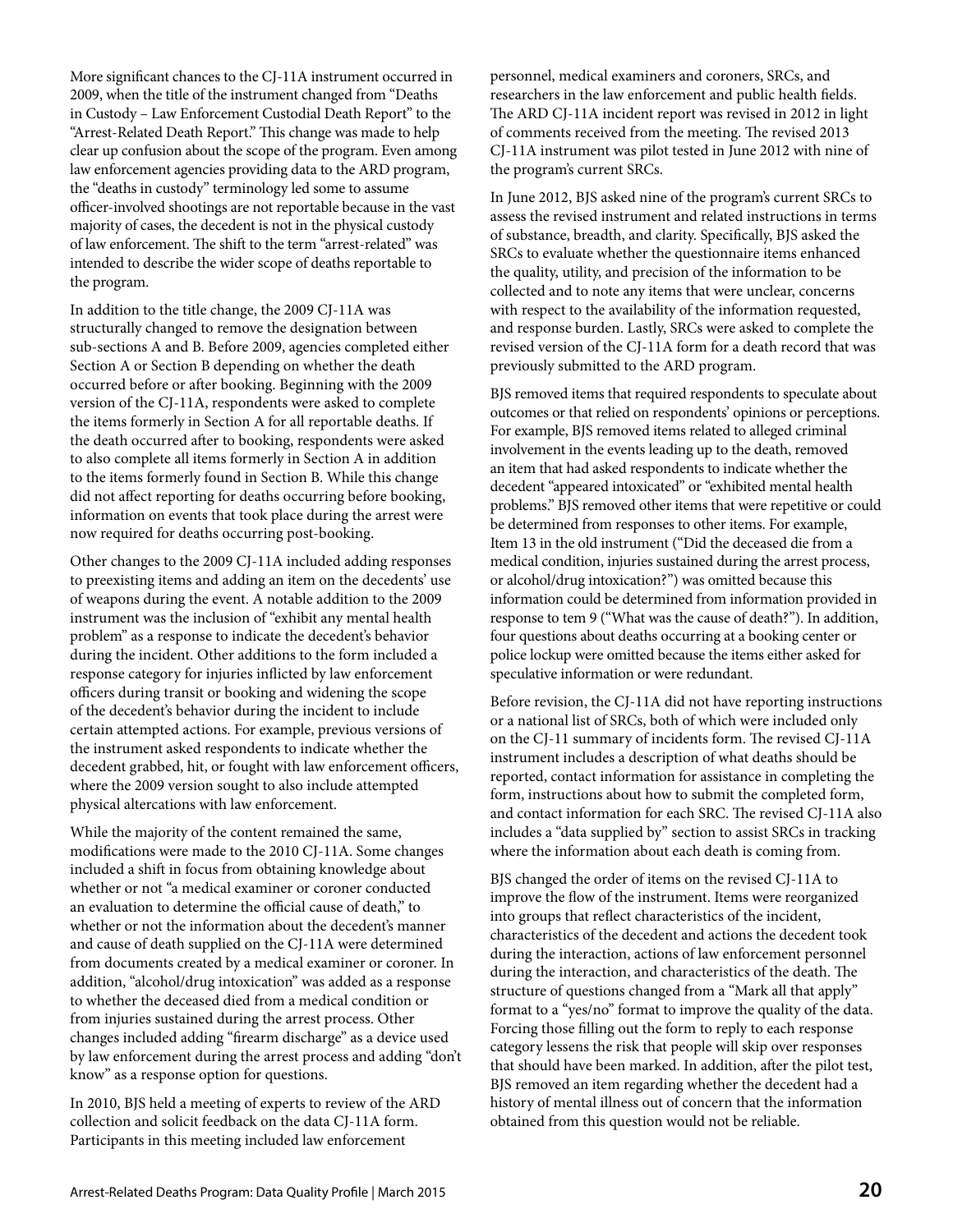More significant chances to the CJ-11A instrument occurred in 2009, when the title of the instrument changed from "Deaths in Custody – Law Enforcement Custodial Death Report" to the "Arrest-Related Death Report." This change was made to help clear up confusion about the scope of the program. Even among law enforcement agencies providing data to the ARD program, the "deaths in custody" terminology led some to assume officer-involved shootings are not reportable because in the vast majority of cases, the decedent is not in the physical custody of law enforcement. The shift to the term "arrest-related" was intended to describe the wider scope of deaths reportable to the program.

In addition to the title change, the 2009 CJ-11A was structurally changed to remove the designation between sub-sections A and B. Before 2009, agencies completed either Section A or Section B depending on whether the death occurred before or after booking. Beginning with the 2009 version of the CJ-11A, respondents were asked to complete the items formerly in Section A for all reportable deaths. If the death occurred after to booking, respondents were asked to also complete all items formerly in Section A in addition to the items formerly found in Section B. While this change did not affect reporting for deaths occurring before booking, information on events that took place during the arrest were now required for deaths occurring post-booking.

Other changes to the 2009 CJ-11A included adding responses to preexisting items and adding an item on the decedents' use of weapons during the event. A notable addition to the 2009 instrument was the inclusion of "exhibit any mental health problem" as a response to indicate the decedent's behavior during the incident. Other additions to the form included a response category for injuries inflicted by law enforcement officers during transit or booking and widening the scope of the decedent's behavior during the incident to include certain attempted actions. For example, previous versions of the instrument asked respondents to indicate whether the decedent grabbed, hit, or fought with law enforcement officers, where the 2009 version sought to also include attempted physical altercations with law enforcement.

While the majority of the content remained the same, modifications were made to the 2010 CJ-11A. Some changes included a shift in focus from obtaining knowledge about whether or not "a medical examiner or coroner conducted an evaluation to determine the official cause of death," to whether or not the information about the decedent's manner and cause of death supplied on the CJ-11A were determined from documents created by a medical examiner or coroner. In addition, "alcohol/drug intoxication" was added as a response to whether the deceased died from a medical condition or from injuries sustained during the arrest process. Other changes included adding "firearm discharge" as a device used by law enforcement during the arrest process and adding "don't know" as a response option for questions.

In 2010, BJS held a meeting of experts to review of the ARD collection and solicit feedback on the data CJ-11A form. Participants in this meeting included law enforcement personnel, medical examiners and coroners, SRCs, and researchers in the law enforcement and public health fields. The ARD CJ-11A incident report was revised in 2012 in light of comments received from the meeting. The revised 2013 CJ-11A instrument was pilot tested in June 2012 with nine of the program's current SRCs.

In June 2012, BJS asked nine of the program's current SRCs to assess the revised instrument and related instructions in terms of substance, breadth, and clarity. Specifically, BJS asked the SRCs to evaluate whether the questionnaire items enhanced the quality, utility, and precision of the information to be collected and to note any items that were unclear, concerns with respect to the availability of the information requested, and response burden. Lastly, SRCs were asked to complete the revised version of the CJ-11A form for a death record that was previously submitted to the ARD program.

BJS removed items that required respondents to speculate about outcomes or that relied on respondents' opinions or perceptions. For example, BJS removed items related to alleged criminal involvement in the events leading up to the death, removed an item that had asked respondents to indicate whether the decedent "appeared intoxicated" or "exhibited mental health problems." BJS removed other items that were repetitive or could be determined from responses to other items. For example, Item 13 in the old instrument ("Did the deceased die from a medical condition, injuries sustained during the arrest process, or alcohol/drug intoxication?") was omitted because this information could be determined from information provided in response to tem 9 ("What was the cause of death?"). In addition, four questions about deaths occurring at a booking center or police lockup were omitted because the items either asked for speculative information or were redundant.

Before revision, the CJ-11A did not have reporting instructions or a national list of SRCs, both of which were included only on the CJ-11 summary of incidents form. The revised CJ-11A instrument includes a description of what deaths should be reported, contact information for assistance in completing the form, instructions about how to submit the completed form, and contact information for each SRC. The revised CJ-11A also includes a "data supplied by" section to assist SRCs in tracking where the information about each death is coming from.

BJS changed the order of items on the revised CJ-11A to improve the flow of the instrument. Items were reorganized into groups that reflect characteristics of the incident, characteristics of the decedent and actions the decedent took during the interaction, actions of law enforcement personnel during the interaction, and characteristics of the death. The structure of questions changed from a "Mark all that apply" format to a "yes/no" format to improve the quality of the data. Forcing those filling out the form to reply to each response category lessens the risk that people will skip over responses that should have been marked. In addition, after the pilot test, BJS removed an item regarding whether the decedent had a history of mental illness out of concern that the information obtained from this question would not be reliable.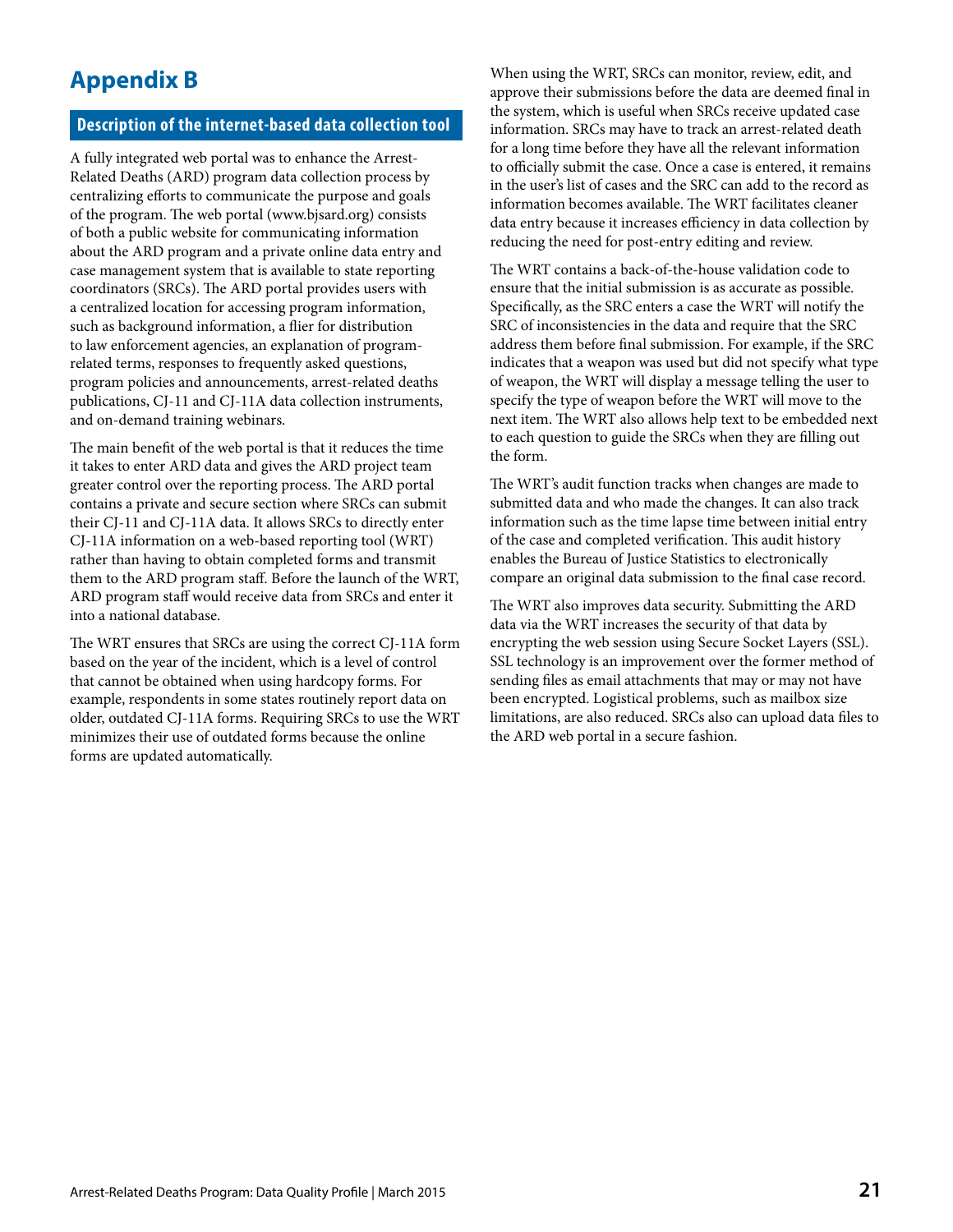# Appendix B

## Description of the internet-based data collection tool

A fully integrated web portal was to enhance the Arrest-Related Deaths (ARD) program data collection process by centralizing efforts to communicate the purpose and goals of the program. The web portal (www.bjsard.org) consists of both a public website for communicating information about the ARD program and a private online data entry and case management system that is available to state reporting coordinators (SRCs). The ARD portal provides users with a centralized location for accessing program information, such as background information, a flier for distribution to law enforcement agencies, an explanation of program-related terms, responses to frequently asked questions, program policies and announcements, arrest-related deaths publications, CJ-11 and CJ-11A data collection instruments, and on-demand training webinars.

The main benefit of the web portal is that it reduces the time it takes to enter ARD data and gives the ARD project team greater control over the reporting process. The ARD portal contains a private and secure section where SRCs can submit their CJ-11 and CJ-11A data. It allows SRCs to directly enter CJ-11A information on a web-based reporting tool (WRT) rather than having to obtain completed forms and transmit them to the ARD program staff. Before the launch of the WRT, ARD program staff would receive data from SRCs and enter it into a national database.

The WRT ensures that SRCs are using the correct CJ-11A form based on the year of the incident, which is a level of control that cannot be obtained when using hardcopy forms. For example, respondents in some states routinely report data on older, outdated CJ-11A forms. Requiring SRCs to use the WRT minimizes their use of outdated forms because the online forms are updated automatically.

When using the WRT, SRCs can monitor, review, edit, and approve their submissions before the data are deemed final in the system, which is useful when SRCs receive updated case information. SRCs may have to track an arrest-related death for a long time before they have all the relevant information to officially submit the case. Once a case is entered, it remains in the user's list of cases and the SRC can add to the record as information becomes available. The WRT facilitates cleaner data entry because it increases efficiency in data collection by reducing the need for post-entry editing and review.

The WRT contains a back-of-the-house validation code to ensure that the initial submission is as accurate as possible. Specifically, as the SRC enters a case the WRT will notify the SRC of inconsistencies in the data and require that the SRC address them before final submission. For example, if the SRC indicates that a weapon was used but did not specify what type of weapon, the WRT will display a message telling the user to specify the type of weapon before the WRT will move to the next item. The WRT also allows help text to be embedded next to each question to guide the SRCs when they are filling out the form.

The WRT's audit function tracks when changes are made to submitted data and who made the changes. It can also track information such as the time lapse time between initial entry of the case and completed verification. This audit history enables the Bureau of Justice Statistics to electronically compare an original data submission to the final case record.

The WRT also improves data security. Submitting the ARD data via the WRT increases the security of that data by encrypting the web session using Secure Socket Layers (SSL). SSL technology is an improvement over the former method of sending files as email attachments that may or may not have been encrypted. Logistical problems, such as mailbox size limitations, are also reduced. SRCs also can upload data files to the ARD web portal in a secure fashion.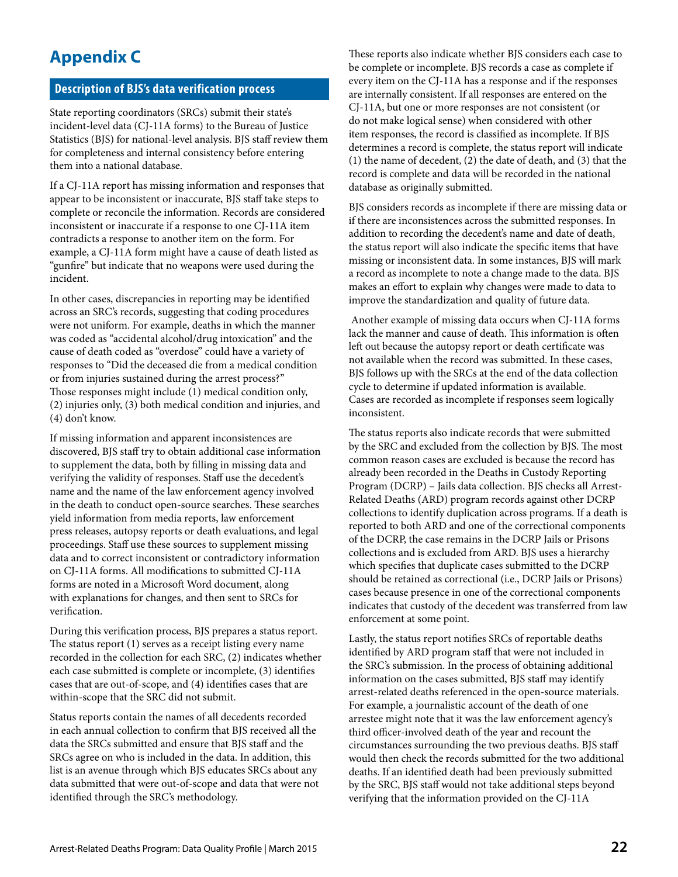# Appendix C

## Description of BJS's data verification process

State reporting coordinators (SRCs) submit their state's incident-level data (CJ-11A forms) to the Bureau of Justice Statistics (BJS) for national-level analysis. BJS staff review them for completeness and internal consistency before entering them into a national database.

If a CJ-11A report has missing information and responses that appear to be inconsistent or inaccurate, BJS staff take steps to complete or reconcile the information. Records are considered inconsistent or inaccurate if a response to one CJ-11A item contradicts a response to another item on the form. For example, a CJ-11A form might have a cause of death listed as "gunfire" but indicate that no weapons were used during the incident.

In other cases, discrepancies in reporting may be identified across an SRC's records, suggesting that coding procedures were not uniform. For example, deaths in which the manner was coded as "accidental alcohol/drug intoxication" and the cause of death coded as "overdose" could have a variety of responses to "Did the deceased die from a medical condition or from injuries sustained during the arrest process?" Those responses might include (1) medical condition only, (2) injuries only, (3) both medical condition and injuries, and (4) don't know.

If missing information and apparent inconsistences are discovered, BJS staff try to obtain additional case information to supplement the data, both by filling in missing data and verifying the validity of responses. Staff use the decedent's name and the name of the law enforcement agency involved in the death to conduct open-source searches. These searches yield information from media reports, law enforcement press releases, autopsy reports or death evaluations, and legal proceedings. Staff use these sources to supplement missing data and to correct inconsistent or contradictory information on CJ-11A forms. All modifications to submitted CJ-11A forms are noted in a Microsoft Word document, along with explanations for changes, and then sent to SRCs for verification.

During this verification process, BJS prepares a status report. The status report (1) serves as a receipt listing every name recorded in the collection for each SRC, (2) indicates whether each case submitted is complete or incomplete, (3) identifies cases that are out-of-scope, and (4) identifies cases that are within-scope that the SRC did not submit.

Status reports contain the names of all decedents recorded in each annual collection to confirm that BJS received all the data the SRCs submitted and ensure that BJS staff and the SRCs agree on who is included in the data. In addition, this list is an avenue through which BJS educates SRCs about any data submitted that were out-of-scope and data that were not identified through the SRC's methodology.

These reports also indicate whether BJS considers each case to be complete or incomplete. BJS records a case as complete if every item on the CJ-11A has a response and if the responses are internally consistent. If all responses are entered on the CJ-11A, but one or more responses are not consistent (or do not make logical sense) when considered with other item responses, the record is classified as incomplete. If BJS determines a record is complete, the status report will indicate (1) the name of decedent, (2) the date of death, and (3) that the record is complete and data will be recorded in the national database as originally submitted.

BJS considers records as incomplete if there are missing data or if there are inconsistences across the submitted responses. In addition to recording the decedent's name and date of death, the status report will also indicate the specific items that have missing or inconsistent data. In some instances, BJS will mark a record as incomplete to note a change made to the data. BJS makes an effort to explain why changes were made to data to improve the standardization and quality of future data.

Another example of missing data occurs when CJ-11A forms lack the manner and cause of death. This information is often left out because the autopsy report or death certificate was not available when the record was submitted. In these cases, BJS follows up with the SRCs at the end of the data collection cycle to determine if updated information is available. Cases are recorded as incomplete if responses seem logically inconsistent.

The status reports also indicate records that were submitted by the SRC and excluded from the collection by BJS. The most common reason cases are excluded is because the record has already been recorded in the Deaths in Custody Reporting Program (DCRP) – Jails data collection. BJS checks all Arrest-Related Deaths (ARD) program records against other DCRP collections to identify duplication across programs. If a death is reported to both ARD and one of the correctional components of the DCRP, the case remains in the DCRP Jails or Prisons collections and is excluded from ARD. BJS uses a hierarchy which specifies that duplicate cases submitted to the DCRP should be retained as correctional (i.e., DCRP Jails or Prisons) cases because presence in one of the correctional components indicates that custody of the decedent was transferred from law enforcement at some point.

Lastly, the status report notifies SRCs of reportable deaths identified by ARD program staff that were not included in the SRC's submission. In the process of obtaining additional information on the cases submitted, BJS staff may identify arrest-related deaths referenced in the open-source materials. For example, a journalistic account of the death of one arrestee might note that it was the law enforcement agency's third officer-involved death of the year and recount the circumstances surrounding the two previous deaths. BJS staff would then check the records submitted for the two additional deaths. If an identified death had been previously submitted by the SRC, BJS staff would not take additional steps beyond verifying that the information provided on the CJ-11A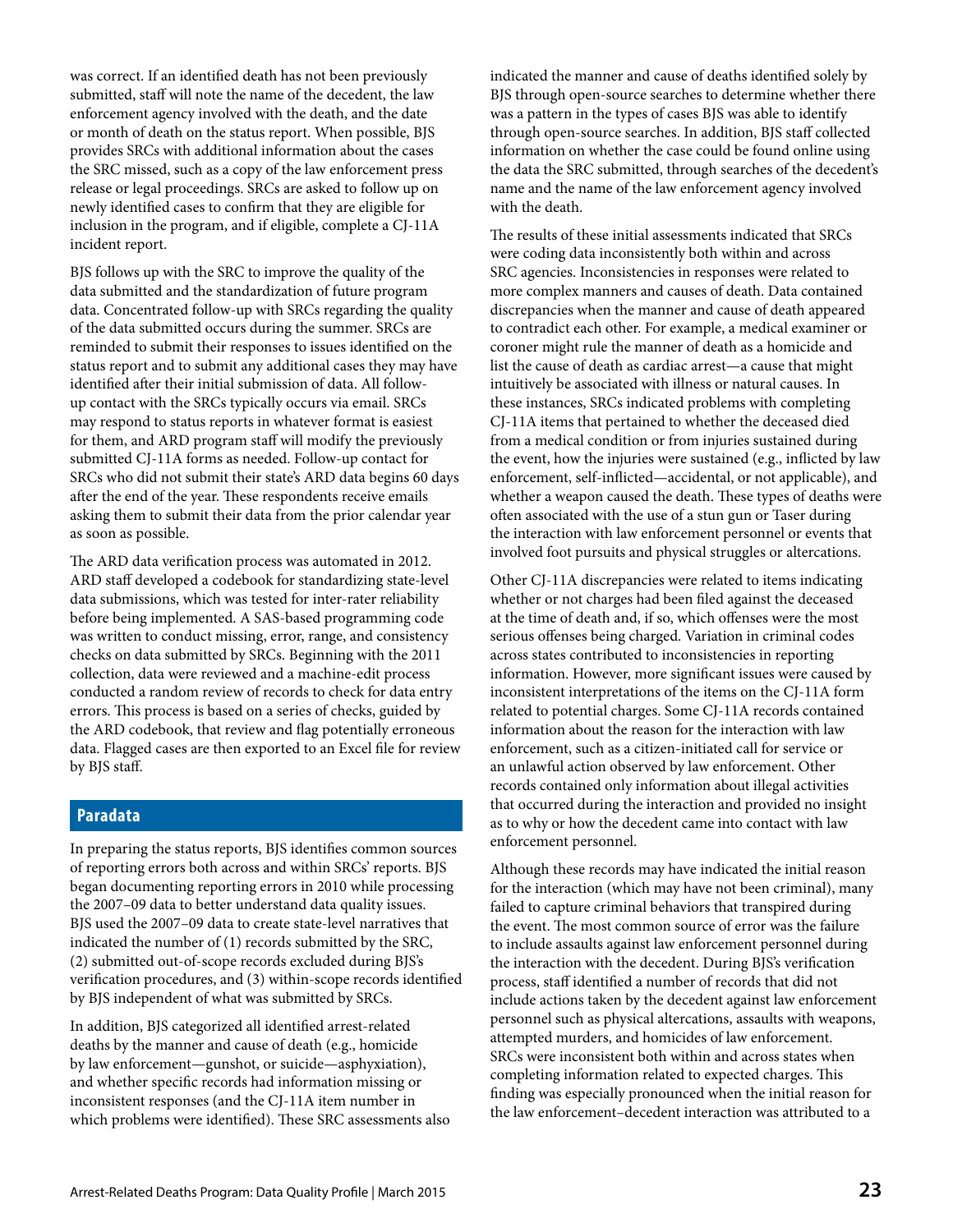was correct. If an identified death has not been previously submitted, staff will note the name of the decedent, the law enforcement agency involved with the death, and the date or month of death on the status report. When possible, BJS provides SRCs with additional information about the cases the SRC missed, such as a copy of the law enforcement press release or legal proceedings. SRCs are asked to follow up on newly identified cases to confirm that they are eligible for inclusion in the program, and if eligible, complete a CJ-11A incident report.

BJS follows up with the SRC to improve the quality of the data submitted and the standardization of future program data. Concentrated follow-up with SRCs regarding the quality of the data submitted occurs during the summer. SRCs are reminded to submit their responses to issues identified on the status report and to submit any additional cases they may have identified after their initial submission of data. All follow-up contact with the SRCs typically occurs via email. SRCs may respond to status reports in whatever format is easiest for them, and ARD program staff will modify the previously submitted CJ-11A forms as needed. Follow-up contact for SRCs who did not submit their state's ARD data begins 60 days after the end of the year. These respondents receive emails asking them to submit their data from the prior calendar year as soon as possible.

The ARD data verification process was automated in 2012. ARD staff developed a codebook for standardizing state-level data submissions, which was tested for inter-rater reliability before being implemented. A SAS-based programming code was written to conduct missing, error, range, and consistency checks on data submitted by SRCs. Beginning with the 2011 collection, data were reviewed and a machine-edit process conducted a random review of records to check for data entry errors. This process is based on a series of checks, guided by the ARD codebook, that review and flag potentially erroneous data. Flagged cases are then exported to an Excel file for review by BJS staff.

## Paradata

In preparing the status reports, BJS identifies common sources of reporting errors both across and within SRCs' reports. BJS began documenting reporting errors in 2010 while processing the 2007–09 data to better understand data quality issues. BJS used the 2007–09 data to create state-level narratives that indicated the number of (1) records submitted by the SRC, (2) submitted out-of-scope records excluded during BJS's verification procedures, and (3) within-scope records identified by BJS independent of what was submitted by SRCs.

In addition, BJS categorized all identified arrest-related deaths by the manner and cause of death (e.g., homicide by law enforcement—gunshot, or suicide—asphyxiation), and whether specific records had information missing or inconsistent responses (and the CJ-11A item number in which problems were identified). These SRC assessments also indicated the manner and cause of deaths identified solely by BJS through open-source searches to determine whether there was a pattern in the types of cases BJS was able to identify through open-source searches. In addition, BJS staff collected information on whether the case could be found online using the data the SRC submitted, through searches of the decedent's name and the name of the law enforcement agency involved with the death.

The results of these initial assessments indicated that SRCs were coding data inconsistently both within and across SRC agencies. Inconsistencies in responses were related to more complex manners and causes of death. Data contained discrepancies when the manner and cause of death appeared to contradict each other. For example, a medical examiner or coroner might rule the manner of death as a homicide and list the cause of death as cardiac arrest—a cause that might intuitively be associated with illness or natural causes. In these instances, SRCs indicated problems with completing CJ-11A items that pertained to whether the deceased died from a medical condition or from injuries sustained during the event, how the injuries were sustained (e.g., inflicted by law enforcement, self-inflicted—accidental, or not applicable), and whether a weapon caused the death. These types of deaths were often associated with the use of a stun gun or Taser during the interaction with law enforcement personnel or events that involved foot pursuits and physical struggles or altercations.

Other CJ-11A discrepancies were related to items indicating whether or not charges had been filed against the deceased at the time of death and, if so, which offenses were the most serious offenses being charged. Variation in criminal codes across states contributed to inconsistencies in reporting information. However, more significant issues were caused by inconsistent interpretations of the items on the CJ-11A form related to potential charges. Some CJ-11A records contained information about the reason for the interaction with law enforcement, such as a citizen-initiated call for service or an unlawful action observed by law enforcement. Other records contained only information about illegal activities that occurred during the interaction and provided no insight as to why or how the decedent came into contact with law enforcement personnel.

Although these records may have indicated the initial reason for the interaction (which may have not been criminal), many failed to capture criminal behaviors that transpired during the event. The most common source of error was the failure to include assaults against law enforcement personnel during the interaction with the decedent. During BJS's verification process, staff identified a number of records that did not include actions taken by the decedent against law enforcement personnel such as physical altercations, assaults with weapons, attempted murders, and homicides of law enforcement. SRCs were inconsistent both within and across states when completing information related to expected charges. This finding was especially pronounced when the initial reason for the law enforcement–decedent interaction was attributed to a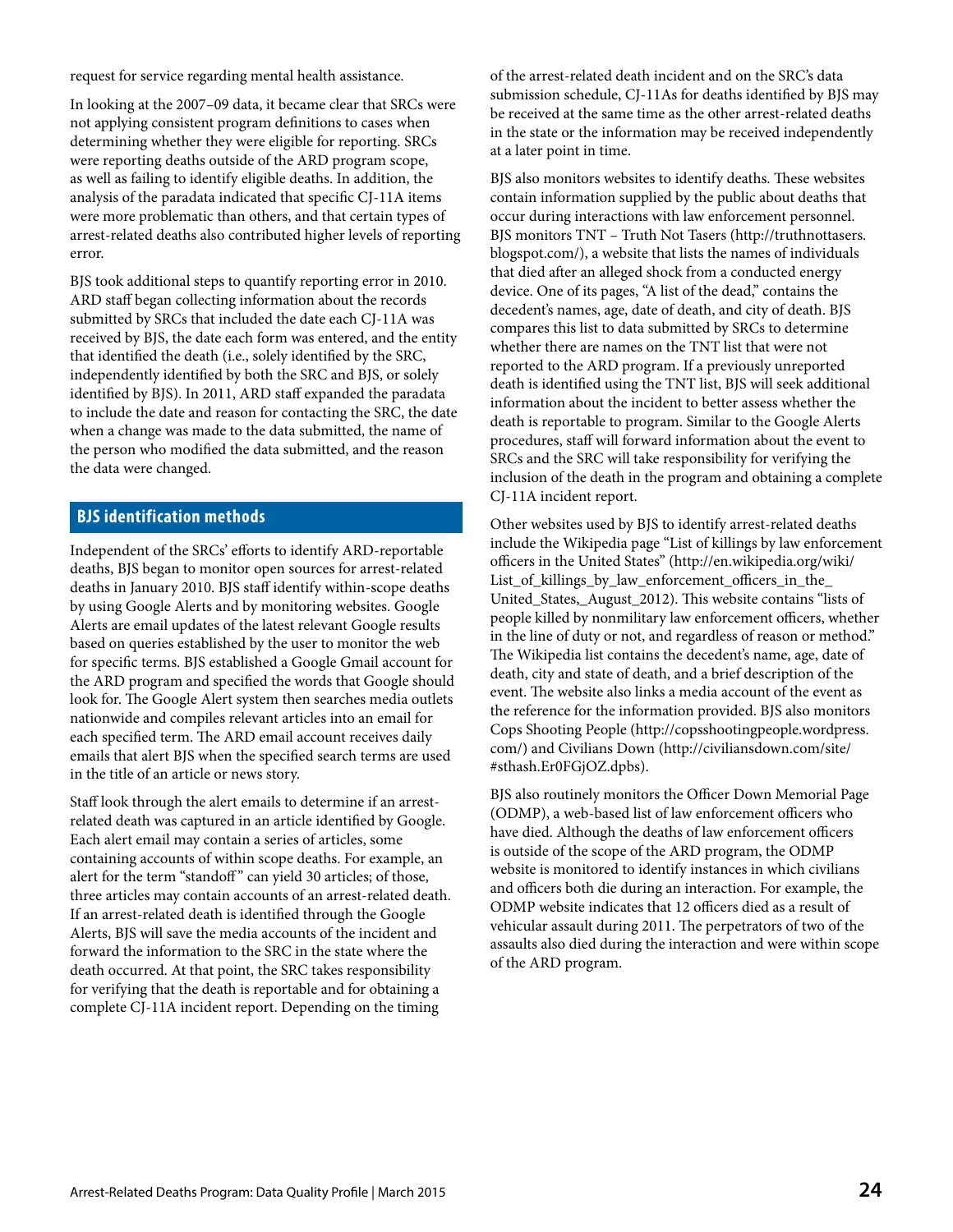request for service regarding mental health assistance.

In looking at the 2007–09 data, it became clear that SRCs were not applying consistent program definitions to cases when determining whether they were eligible for reporting. SRCs were reporting deaths outside of the ARD program scope, as well as failing to identify eligible deaths. In addition, the analysis of the paradata indicated that specific CJ-11A items were more problematic than others, and that certain types of arrest-related deaths also contributed higher levels of reporting error.

BJS took additional steps to quantify reporting error in 2010. ARD staff began collecting information about the records submitted by SRCs that included the date each CJ-11A was received by BJS, the date each form was entered, and the entity that identified the death (i.e., solely identified by the SRC, independently identified by both the SRC and BJS, or solely identified by BJS). In 2011, ARD staff expanded the paradata to include the date and reason for contacting the SRC, the date when a change was made to the data submitted, the name of the person who modified the data submitted, and the reason the data were changed.

## BJS identification methods

Independent of the SRCs' efforts to identify ARD-reportable deaths, BJS began to monitor open sources for arrest-related deaths in January 2010. BJS staff identify within-scope deaths by using Google Alerts and by monitoring websites. Google Alerts are email updates of the latest relevant Google results based on queries established by the user to monitor the web for specific terms. BJS established a Google Gmail account for the ARD program and specified the words that Google should look for. The Google Alert system then searches media outlets nationwide and compiles relevant articles into an email for each specified term. The ARD email account receives daily emails that alert BJS when the specified search terms are used in the title of an article or news story.

Staff look through the alert emails to determine if an arrest-related death was captured in an article identified by Google. Each alert email may contain a series of articles, some containing accounts of within scope deaths. For example, an alert for the term "standoff" can yield 30 articles; of those, three articles may contain accounts of an arrest-related death. If an arrest-related death is identified through the Google Alerts, BJS will save the media accounts of the incident and forward the information to the SRC in the state where the death occurred. At that point, the SRC takes responsibility for verifying that the death is reportable and for obtaining a complete CJ-11A incident report. Depending on the timing of the arrest-related death incident and on the SRC's data submission schedule, CJ-11As for deaths identified by BJS may be received at the same time as the other arrest-related deaths in the state or the information may be received independently at a later point in time.

BJS also monitors websites to identify deaths. These websites contain information supplied by the public about deaths that occur during interactions with law enforcement personnel. BJS monitors TNT – Truth Not Tasers (http://truthnottasers.blogspot.com/), a website that lists the names of individuals that died after an alleged shock from a conducted energy device. One of its pages, "A list of the dead," contains the decedent's names, age, date of death, and city of death. BJS compares this list to data submitted by SRCs to determine whether there are names on the TNT list that were not reported to the ARD program. If a previously unreported death is identified using the TNT list, BJS will seek additional information about the incident to better assess whether the death is reportable to program. Similar to the Google Alerts procedures, staff will forward information about the event to SRCs and the SRC will take responsibility for verifying the inclusion of the death in the program and obtaining a complete CJ-11A incident report.

Other websites used by BJS to identify arrest-related deaths include the Wikipedia page "List of killings by law enforcement officers in the United States" (http://en.wikipedia.org/wiki/List_of_killings_by_law_enforcement_officers_in_the_United_States,_August_2012). This website contains "lists of people killed by nonmilitary law enforcement officers, whether in the line of duty or not, and regardless of reason or method." The Wikipedia list contains the decedent's name, age, date of death, city and state of death, and a brief description of the event. The website also links a media account of the event as the reference for the information provided. BJS also monitors Cops Shooting People (http://copsshootingpeople.wordpress.com/) and Civilians Down (http://civiliansdown.com/site/#sthash.Er0FGjOZ.dpbs).

BJS also routinely monitors the Officer Down Memorial Page (ODMP), a web-based list of law enforcement officers who have died. Although the deaths of law enforcement officers is outside of the scope of the ARD program, the ODMP website is monitored to identify instances in which civilians and officers both die during an interaction. For example, the ODMP website indicates that 12 officers died as a result of vehicular assault during 2011. The perpetrators of two of the assaults also died during the interaction and were within scope of the ARD program.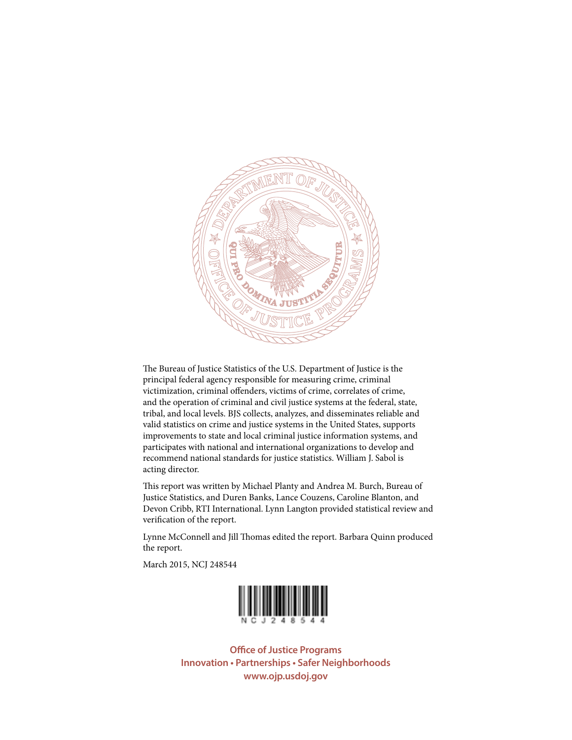The Bureau of Justice Statistics of the U.S. Department of Justice is the principal federal agency responsible for measuring crime, criminal victimization, criminal offenders, victims of crime, correlates of crime, and the operation of criminal and civil justice systems at the federal, state, tribal, and local levels. BJS collects, analyzes, and disseminates reliable and valid statistics on crime and justice systems in the United States, supports improvements to state and local criminal justice information systems, and participates with national and international organizations to develop and recommend national standards for justice statistics. William J. Sabol is acting director.

This report was written by Michael Planty and Andrea M. Burch, Bureau of Justice Statistics, and Duren Banks, Lance Couzens, Caroline Blanton, and Devon Cribb, RTI International. Lynn Langton provided statistical review and verification of the report.

Lynne McConnell and Jill Thomas edited the report. Barbara Quinn produced the report.

March 2015, NCJ 248544

NCJ 248544

**Office of Justice Programs**
**Innovation • Partnerships • Safer Neighborhoods**
**www.ojp.usdoj.gov**